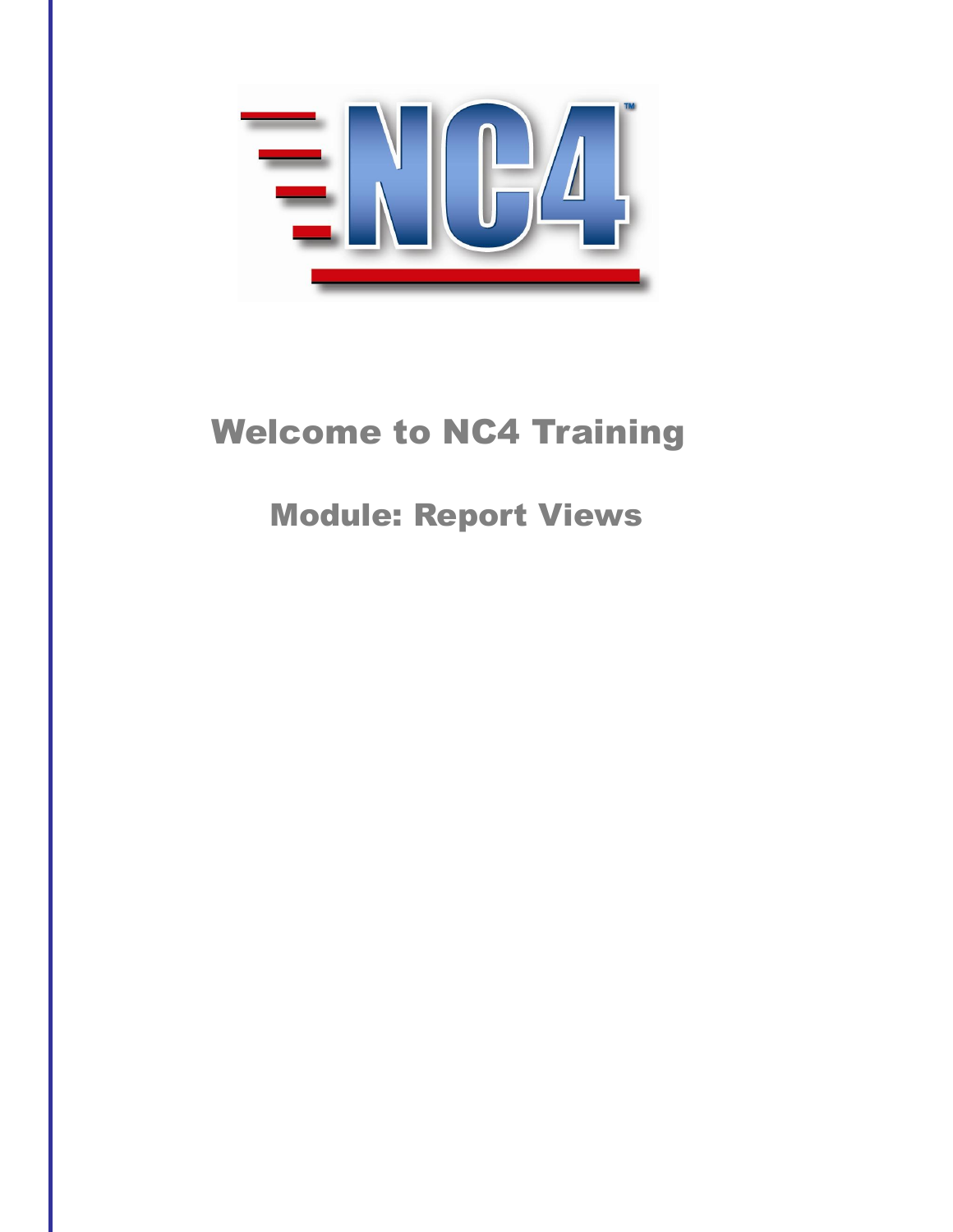# Welcome to NC4 Training

## Module: Report Views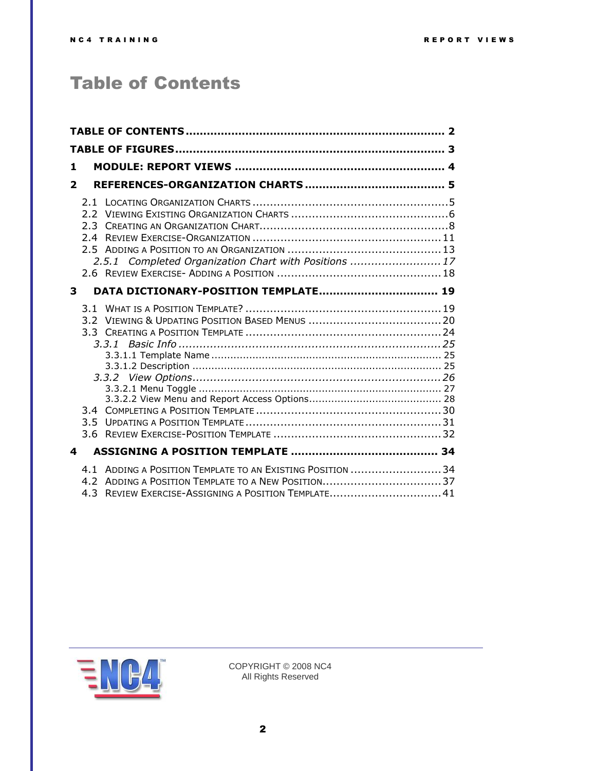# Table of Contents

TABLE OF CONTENTS .......... 2

TABLE OF FIGURES .......... 3

1 MODULE: REPORT VIEWS .......... 4

2 REFERENCES-ORGANIZATION CHARTS .......... 5

- 2.1 LOCATING ORGANIZATION CHARTS .......... 5
- 2.2 VIEWING EXISTING ORGANIZATION CHARTS .......... 6
- 2.3 CREATING AN ORGANIZATION CHART .......... 8
- 2.4 REVIEW EXERCISE-ORGANIZATION .......... 11
- 2.5 ADDING A POSITION TO AN ORGANIZATION .......... 13
  - *2.5.1 Completed Organization Chart with Positions .......... 17*
- 2.6 REVIEW EXERCISE- ADDING A POSITION .......... 18

3 DATA DICTIONARY-POSITION TEMPLATE .......... 19

- 3.1 WHAT IS A POSITION TEMPLATE? .......... 19
- 3.2 VIEWING & UPDATING POSITION BASED MENUS .......... 20
- 3.3 CREATING A POSITION TEMPLATE .......... 24
  - *3.3.1 Basic Info .......... 25*
    - 3.3.1.1 Template Name .......... 25
    - 3.3.1.2 Description .......... 25
  - *3.3.2 View Options .......... 26*
    - 3.3.2.1 Menu Toggle .......... 27
    - 3.3.2.2 View Menu and Report Access Options .......... 28
- 3.4 COMPLETING A POSITION TEMPLATE .......... 30
- 3.5 UPDATING A POSITION TEMPLATE .......... 31
- 3.6 REVIEW EXERCISE-POSITION TEMPLATE .......... 32

4 ASSIGNING A POSITION TEMPLATE .......... 34

- 4.1 ADDING A POSITION TEMPLATE TO AN EXISTING POSITION .......... 34
- 4.2 ADDING A POSITION TEMPLATE TO A NEW POSITION .......... 37
- 4.3 REVIEW EXERCISE-ASSIGNING A POSITION TEMPLATE .......... 41

COPYRIGHT © 2008 NC4
All Rights Reserved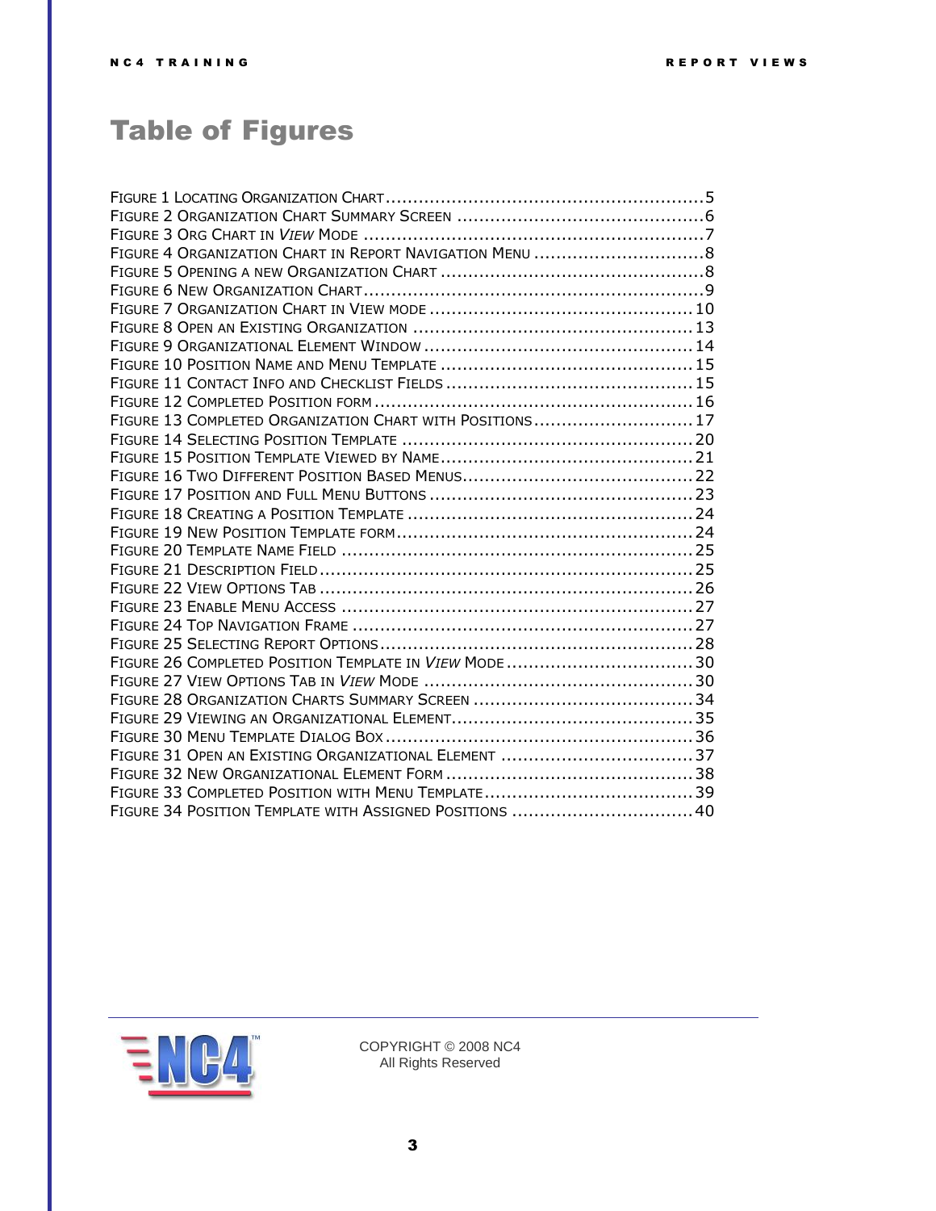# Table of Figures

FIGURE 1 LOCATING ORGANIZATION CHART .......................................................... 5
FIGURE 2 ORGANIZATION CHART SUMMARY SCREEN ............................................ 6
FIGURE 3 ORG CHART IN *VIEW* MODE .............................................................. 7
FIGURE 4 ORGANIZATION CHART IN REPORT NAVIGATION MENU ............................... 8
FIGURE 5 OPENING A NEW ORGANIZATION CHART ............................................... 8
FIGURE 6 NEW ORGANIZATION CHART .............................................................. 9
FIGURE 7 ORGANIZATION CHART IN VIEW MODE ............................................... 10
FIGURE 8 OPEN AN EXISTING ORGANIZATION .................................................. 13
FIGURE 9 ORGANIZATIONAL ELEMENT WINDOW ................................................ 14
FIGURE 10 POSITION NAME AND MENU TEMPLATE ............................................. 15
FIGURE 11 CONTACT INFO AND CHECKLIST FIELDS ............................................ 15
FIGURE 12 COMPLETED POSITION FORM ......................................................... 16
FIGURE 13 COMPLETED ORGANIZATION CHART WITH POSITIONS ............................ 17
FIGURE 14 SELECTING POSITION TEMPLATE .................................................... 20
FIGURE 15 POSITION TEMPLATE VIEWED BY NAME ............................................. 21
FIGURE 16 TWO DIFFERENT POSITION BASED MENUS ......................................... 22
FIGURE 17 POSITION AND FULL MENU BUTTONS ................................................ 23
FIGURE 18 CREATING A POSITION TEMPLATE .................................................... 24
FIGURE 19 NEW POSITION TEMPLATE FORM ..................................................... 24
FIGURE 20 TEMPLATE NAME FIELD ................................................................ 25
FIGURE 21 DESCRIPTION FIELD .................................................................... 25
FIGURE 22 VIEW OPTIONS TAB ...................................................................... 26
FIGURE 23 ENABLE MENU ACCESS ................................................................ 27
FIGURE 24 TOP NAVIGATION FRAME .............................................................. 27
FIGURE 25 SELECTING REPORT OPTIONS ......................................................... 28
FIGURE 26 COMPLETED POSITION TEMPLATE IN *VIEW* MODE .................................. 30
FIGURE 27 VIEW OPTIONS TAB IN *VIEW* MODE ................................................ 30
FIGURE 28 ORGANIZATION CHARTS SUMMARY SCREEN ........................................ 34
FIGURE 29 VIEWING AN ORGANIZATIONAL ELEMENT ............................................ 35
FIGURE 30 MENU TEMPLATE DIALOG BOX ....................................................... 36
FIGURE 31 OPEN AN EXISTING ORGANIZATIONAL ELEMENT ................................... 37
FIGURE 32 NEW ORGANIZATIONAL ELEMENT FORM ............................................. 38
FIGURE 33 COMPLETED POSITION WITH MENU TEMPLATE ...................................... 39
FIGURE 34 POSITION TEMPLATE WITH ASSIGNED POSITIONS ................................. 40

COPYRIGHT © 2008 NC4
All Rights Reserved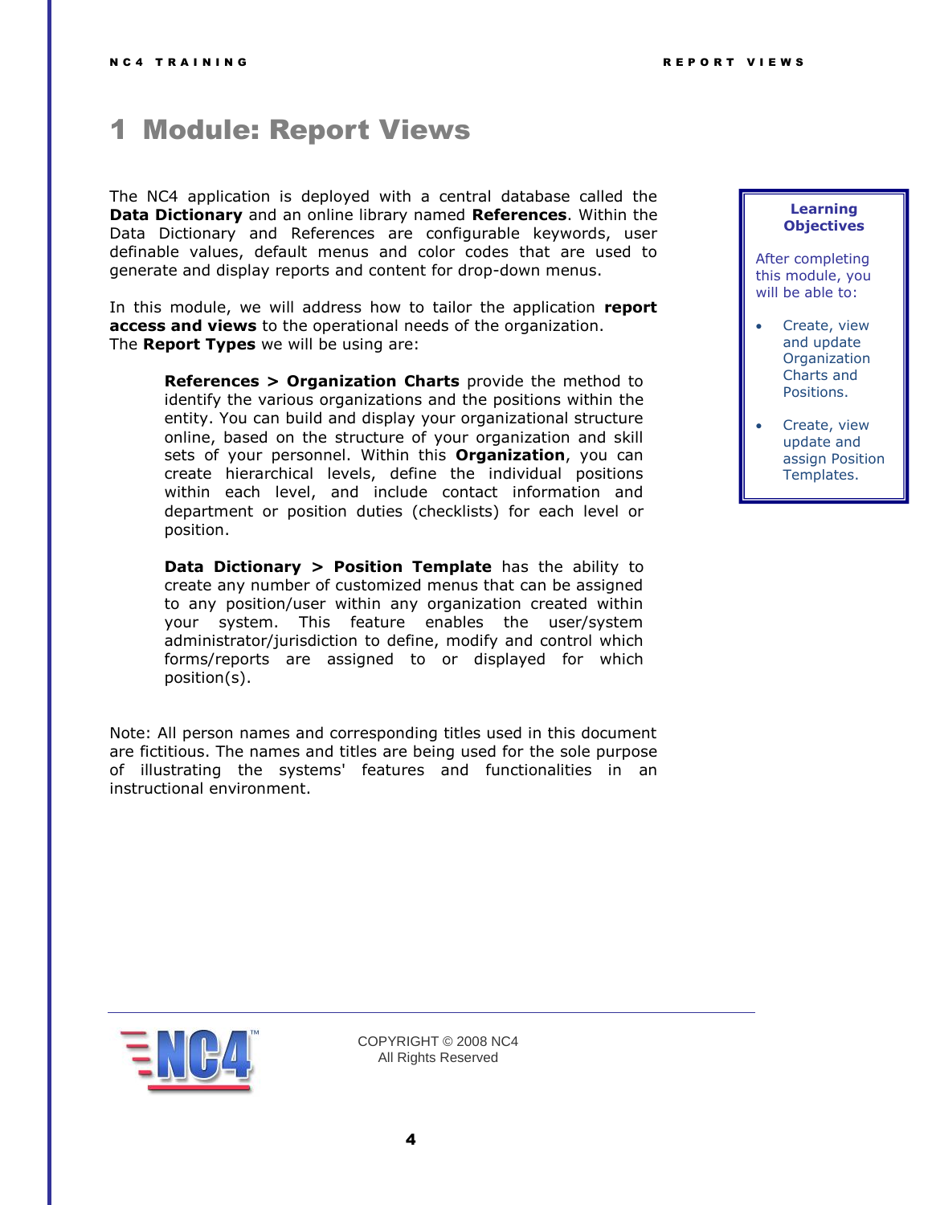# 1 Module: Report Views

The NC4 application is deployed with a central database called the **Data Dictionary** and an online library named **References**. Within the Data Dictionary and References are configurable keywords, user definable values, default menus and color codes that are used to generate and display reports and content for drop-down menus.

In this module, we will address how to tailor the application **report access and views** to the operational needs of the organization.
The **Report Types** we will be using are:

> **References > Organization Charts** provide the method to identify the various organizations and the positions within the entity. You can build and display your organizational structure online, based on the structure of your organization and skill sets of your personnel. Within this **Organization**, you can create hierarchical levels, define the individual positions within each level, and include contact information and department or position duties (checklists) for each level or position.
>
> **Data Dictionary > Position Template** has the ability to create any number of customized menus that can be assigned to any position/user within any organization created within your system. This feature enables the user/system administrator/jurisdiction to define, modify and control which forms/reports are assigned to or displayed for which position(s).

Note: All person names and corresponding titles used in this document are fictitious. The names and titles are being used for the sole purpose of illustrating the systems' features and functionalities in an instructional environment.

**Learning Objectives**

After completing this module, you will be able to:

- Create, view and update Organization Charts and Positions.
- Create, view update and assign Position Templates.

COPYRIGHT © 2008 NC4
All Rights Reserved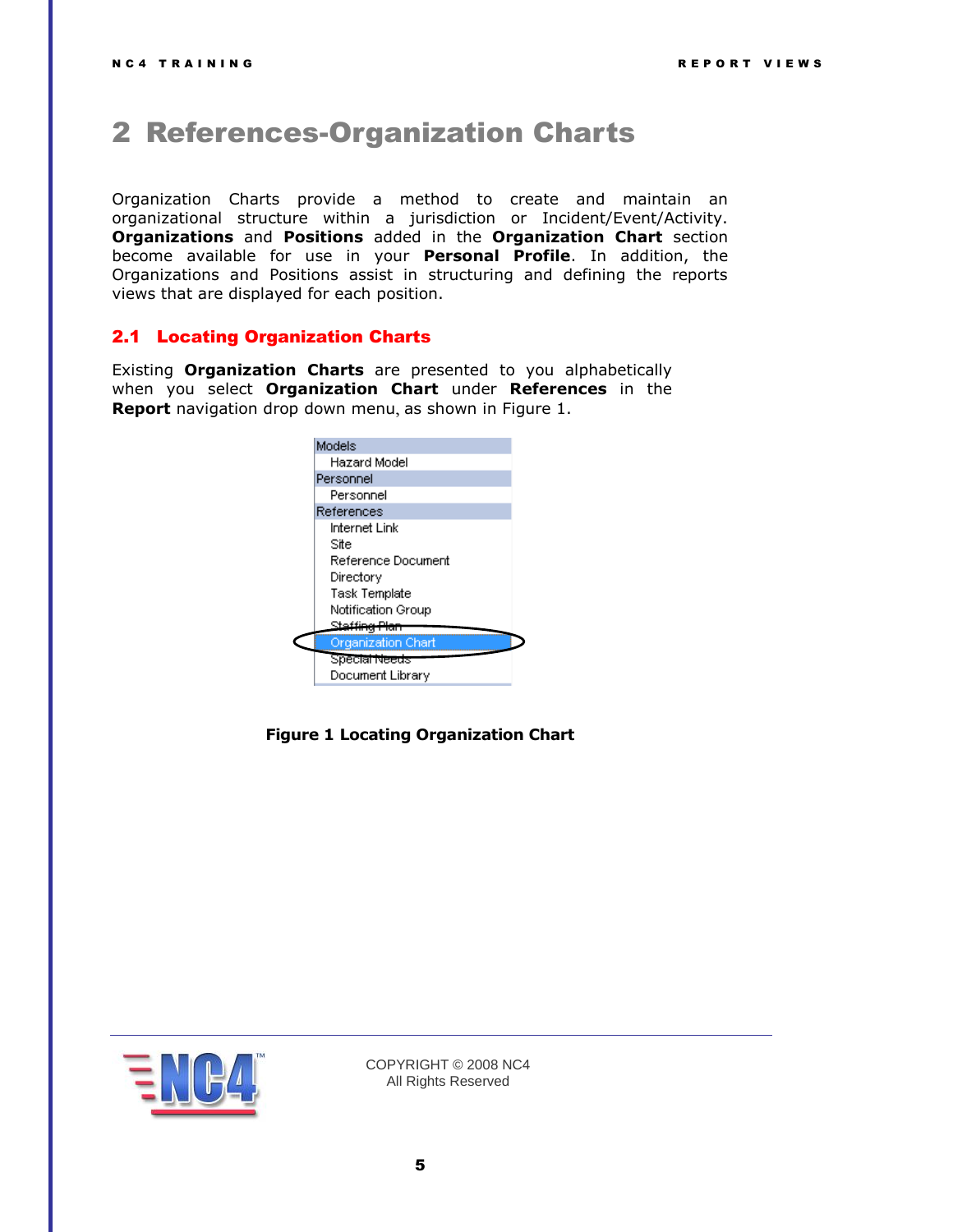# 2 References-Organization Charts

Organization Charts provide a method to create and maintain an organizational structure within a jurisdiction or Incident/Event/Activity. **Organizations** and **Positions** added in the **Organization Chart** section become available for use in your **Personal Profile**. In addition, the Organizations and Positions assist in structuring and defining the reports views that are displayed for each position.

## 2.1 Locating Organization Charts

Existing **Organization Charts** are presented to you alphabetically when you select **Organization Chart** under **References** in the **Report** navigation drop down menu, as shown in Figure 1.

Models
- Hazard Model

Personnel
- Personnel

References
- Internet Link
- Site
- Reference Document
- Directory
- Task Template
- Notification Group
- Staffing Plan
- Organization Chart
- Special Needs
- Document Library

**Figure 1 Locating Organization Chart**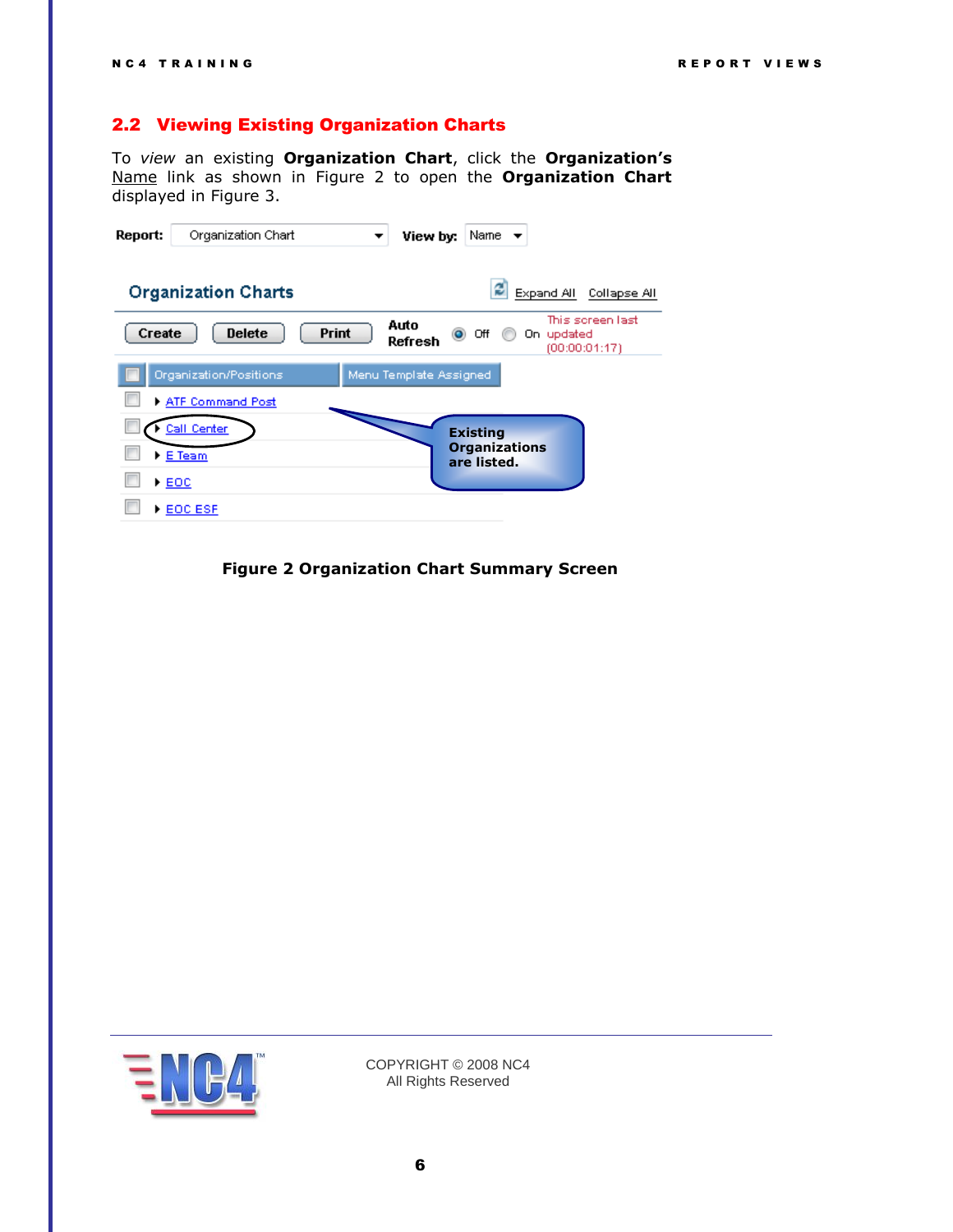## 2.2 Viewing Existing Organization Charts

To *view* an existing **Organization Chart**, click the **Organization's** Name link as shown in Figure 2 to open the **Organization Chart** displayed in Figure 3.

**Figure 2 Organization Chart Summary Screen**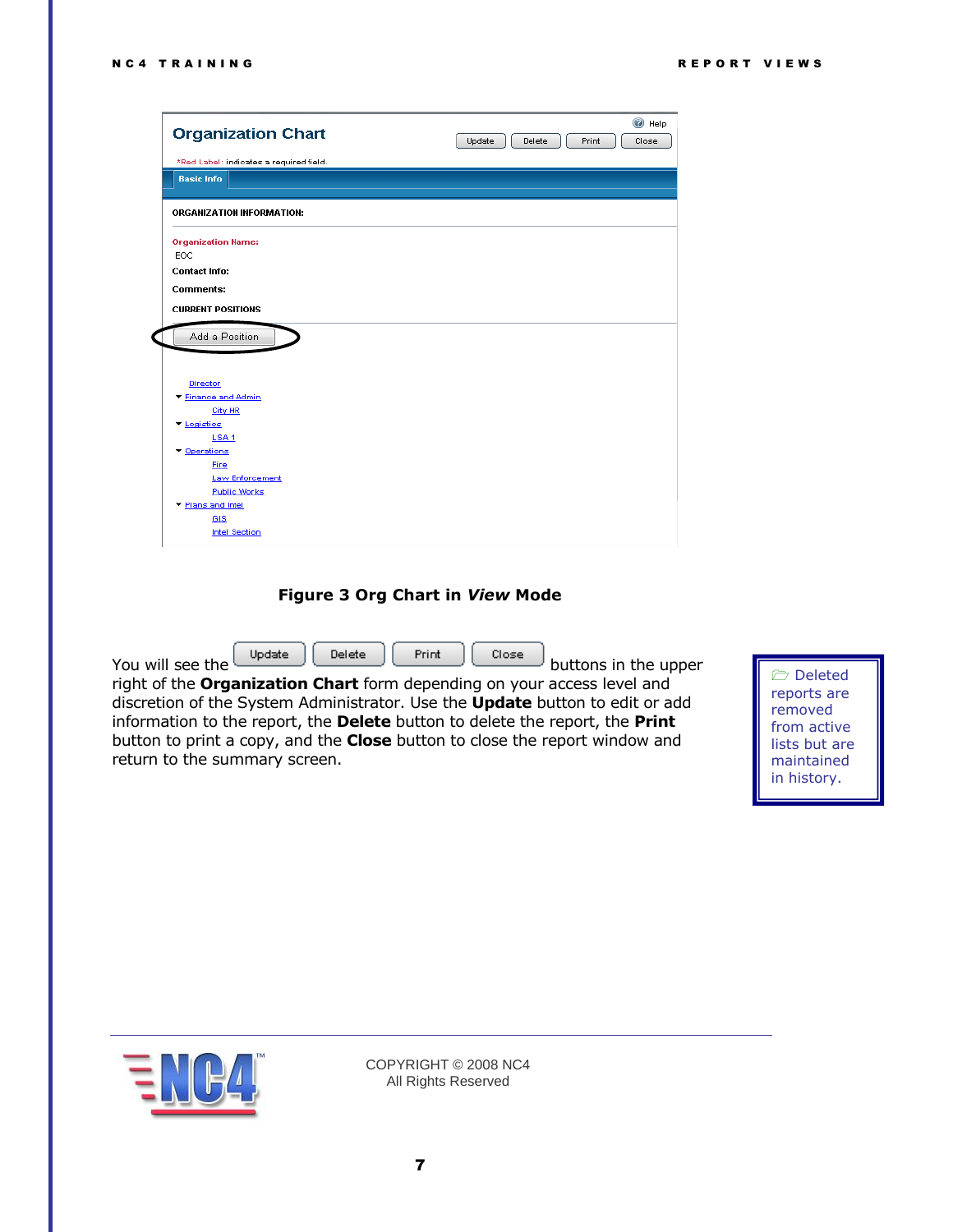**Figure 3 Org Chart in *View* Mode**

You will see the Update Delete Print Close buttons in the upper right of the **Organization Chart** form depending on your access level and discretion of the System Administrator. Use the **Update** button to edit or add information to the report, the **Delete** button to delete the report, the **Print** button to print a copy, and the **Close** button to close the report window and return to the summary screen.

> Deleted reports are removed from active lists but are maintained in history.

COPYRIGHT © 2008 NC4
All Rights Reserved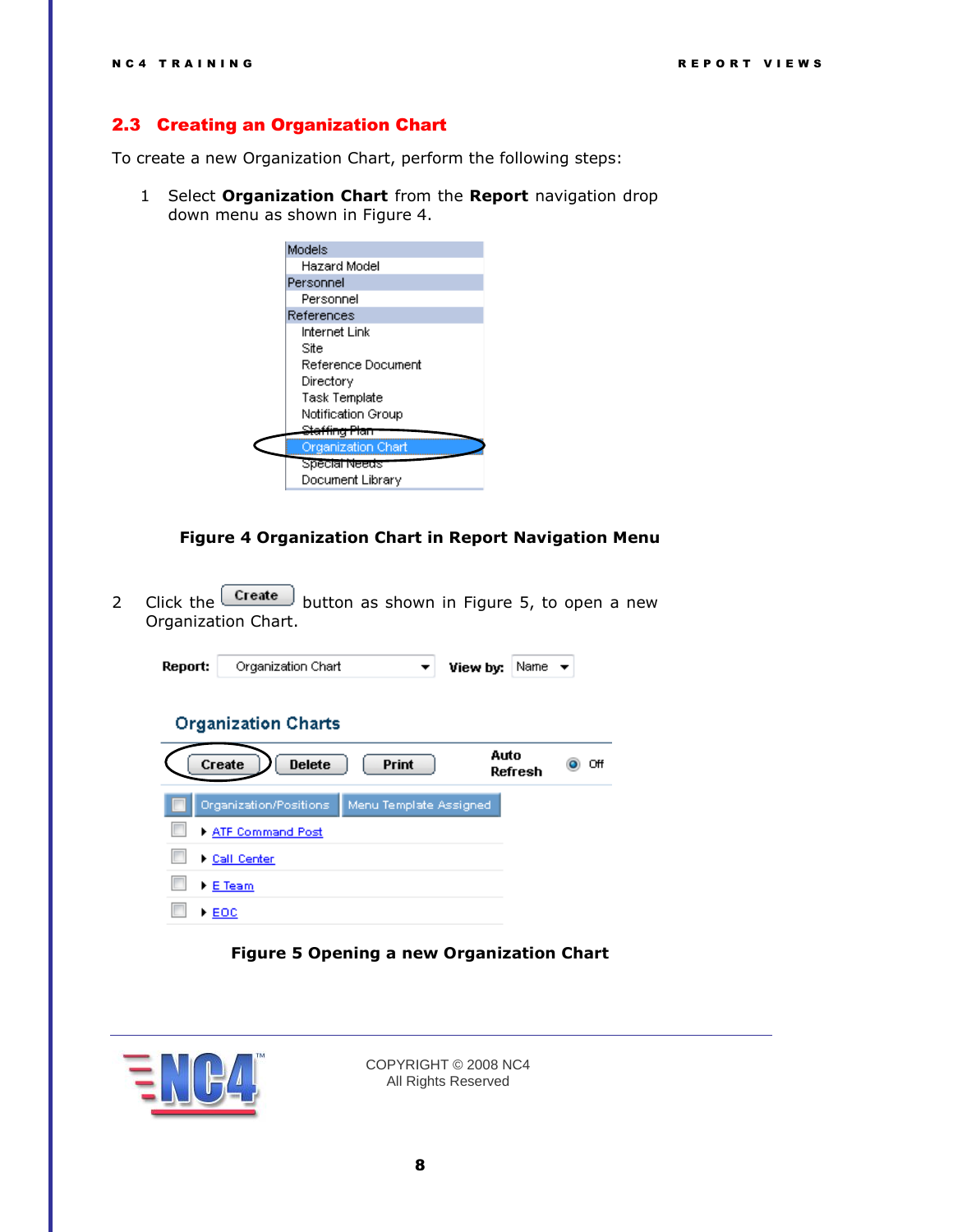## 2.3 Creating an Organization Chart

To create a new Organization Chart, perform the following steps:

1. Select **Organization Chart** from the **Report** navigation drop down menu as shown in Figure 4.

**Figure 4 Organization Chart in Report Navigation Menu**

2. Click the **Create** button as shown in Figure 5, to open a new Organization Chart.

**Figure 5 Opening a new Organization Chart**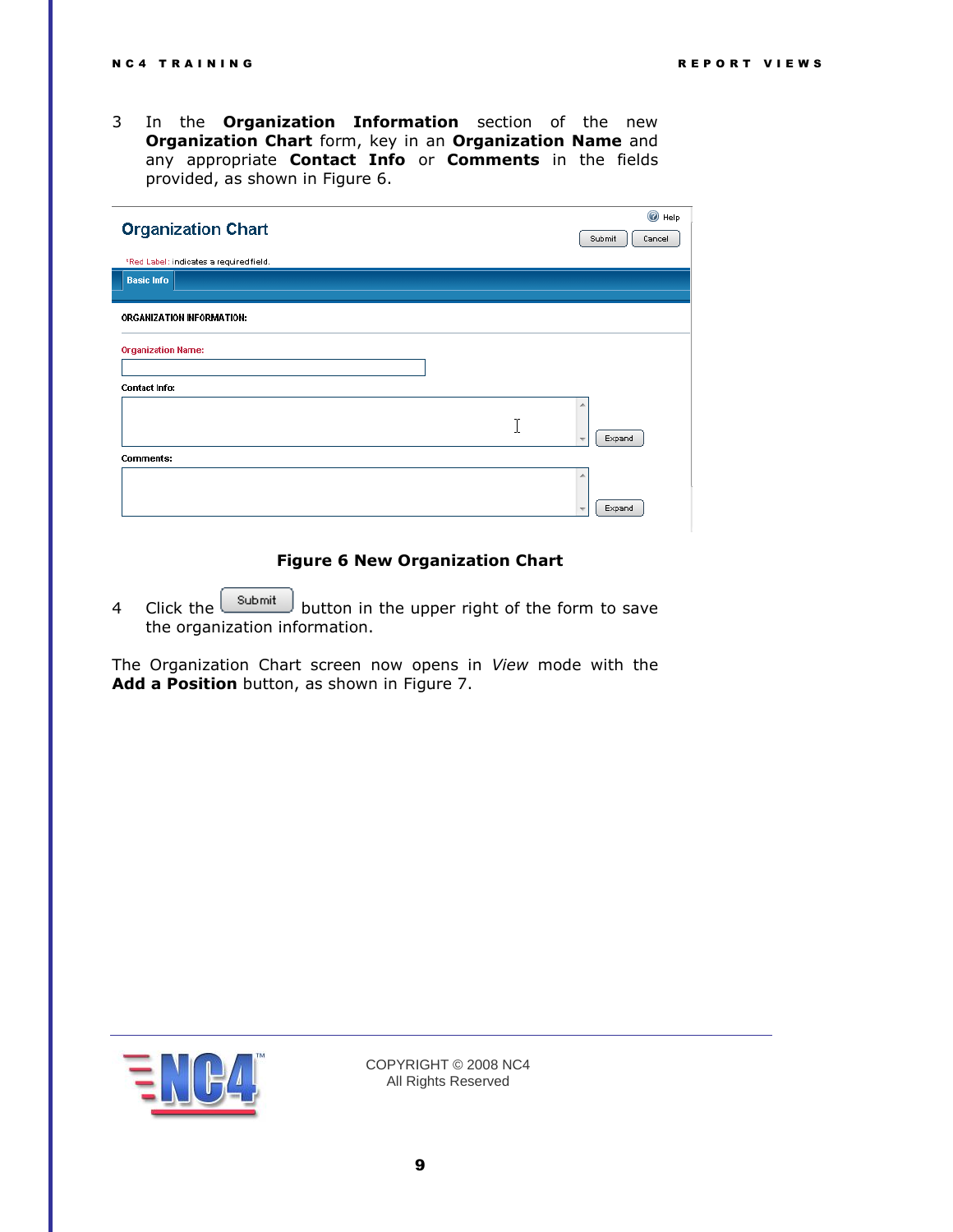3 In the **Organization Information** section of the new **Organization Chart** form, key in an **Organization Name** and any appropriate **Contact Info** or **Comments** in the fields provided, as shown in Figure 6.

**Figure 6 New Organization Chart**

4 Click the Submit button in the upper right of the form to save the organization information.

The Organization Chart screen now opens in *View* mode with the **Add a Position** button, as shown in Figure 7.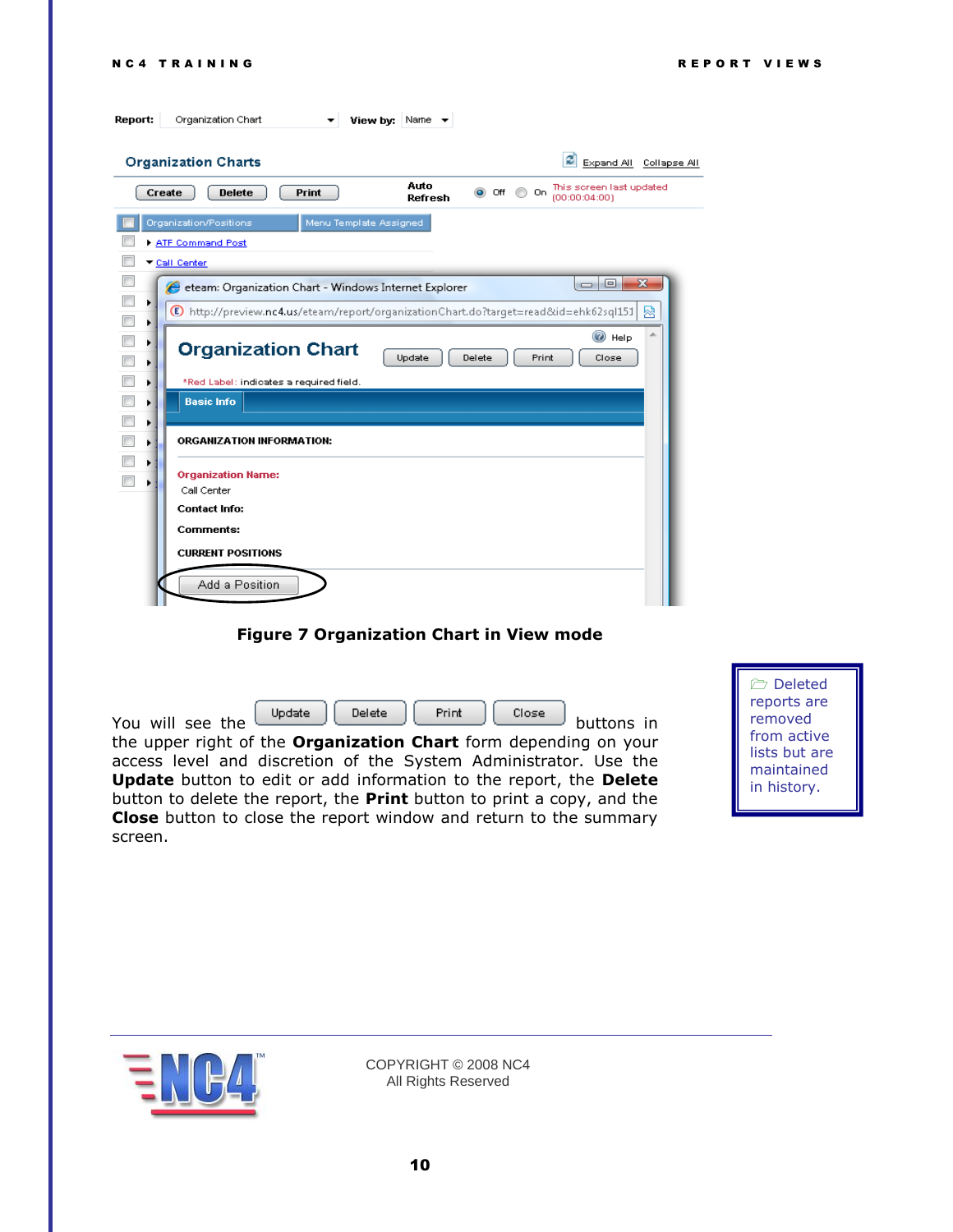**Figure 7 Organization Chart in View mode**

You will see the Update Delete Print Close buttons in the upper right of the **Organization Chart** form depending on your access level and discretion of the System Administrator. Use the **Update** button to edit or add information to the report, the **Delete** button to delete the report, the **Print** button to print a copy, and the **Close** button to close the report window and return to the summary screen.

> Deleted reports are removed from active lists but are maintained in history.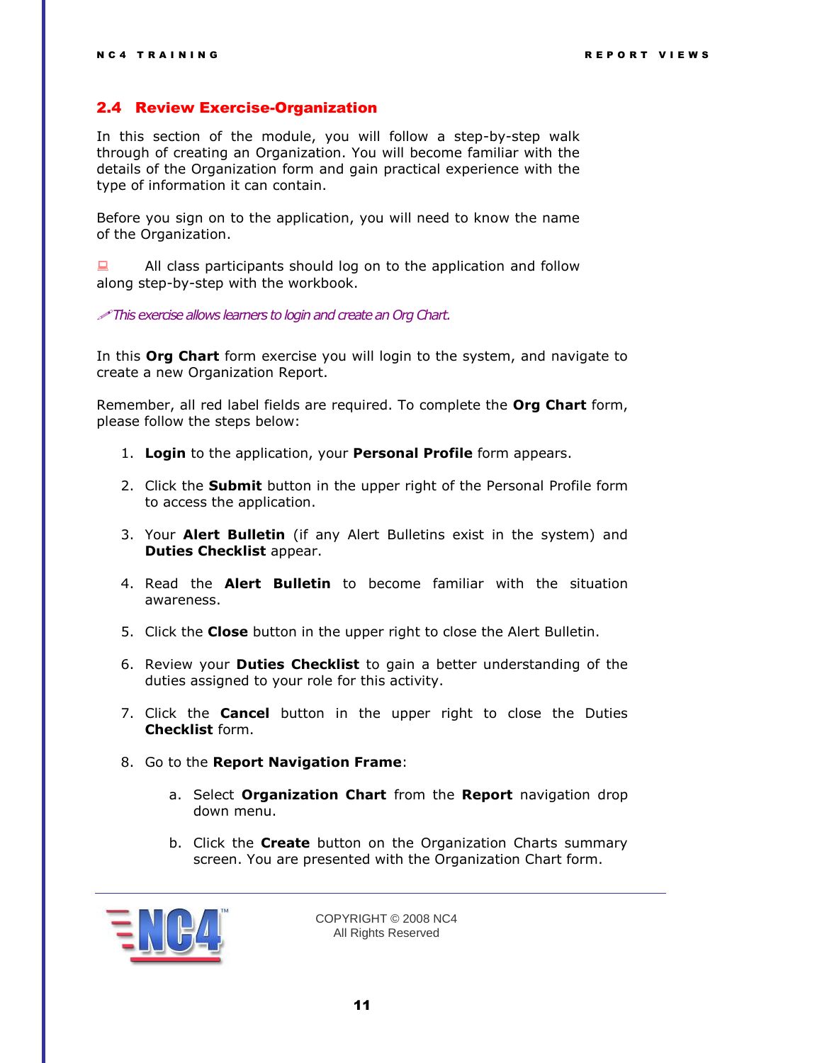## 2.4 Review Exercise-Organization

In this section of the module, you will follow a step-by-step walk through of creating an Organization. You will become familiar with the details of the Organization form and gain practical experience with the type of information it can contain.

Before you sign on to the application, you will need to know the name of the Organization.

All class participants should log on to the application and follow along step-by-step with the workbook.

*This exercise allows learners to login and create an Org Chart.*

In this **Org Chart** form exercise you will login to the system, and navigate to create a new Organization Report.

Remember, all red label fields are required. To complete the **Org Chart** form, please follow the steps below:

1. **Login** to the application, your **Personal Profile** form appears.
2. Click the **Submit** button in the upper right of the Personal Profile form to access the application.
3. Your **Alert Bulletin** (if any Alert Bulletins exist in the system) and **Duties Checklist** appear.
4. Read the **Alert Bulletin** to become familiar with the situation awareness.
5. Click the **Close** button in the upper right to close the Alert Bulletin.
6. Review your **Duties Checklist** to gain a better understanding of the duties assigned to your role for this activity.
7. Click the **Cancel** button in the upper right to close the Duties **Checklist** form.
8. Go to the **Report Navigation Frame**:
    a. Select **Organization Chart** from the **Report** navigation drop down menu.
    b. Click the **Create** button on the Organization Charts summary screen. You are presented with the Organization Chart form.

COPYRIGHT © 2008 NC4
All Rights Reserved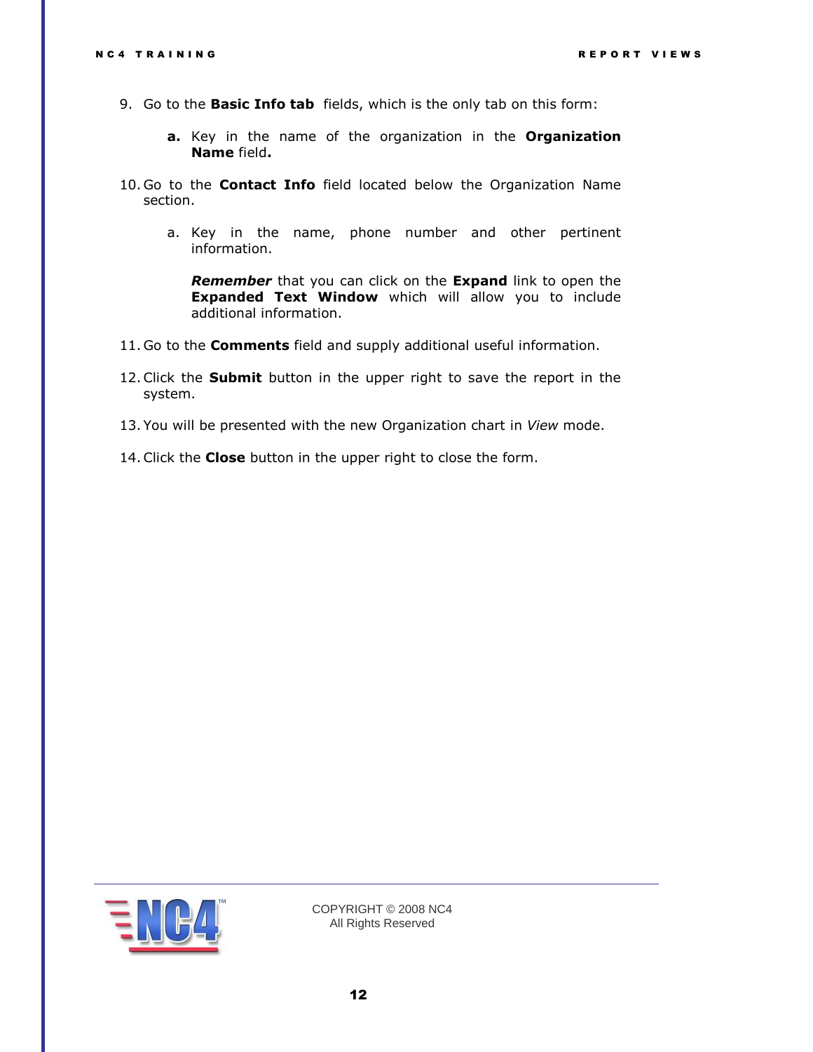9. Go to the **Basic Info tab** fields, which is the only tab on this form:

   **a.** Key in the name of the organization in the **Organization Name** field**.**

10. Go to the **Contact Info** field located below the Organization Name section.

    a. Key in the name, phone number and other pertinent information.

    ***Remember*** that you can click on the **Expand** link to open the **Expanded Text Window** which will allow you to include additional information.

11. Go to the **Comments** field and supply additional useful information.

12. Click the **Submit** button in the upper right to save the report in the system.

13. You will be presented with the new Organization chart in *View* mode.

14. Click the **Close** button in the upper right to close the form.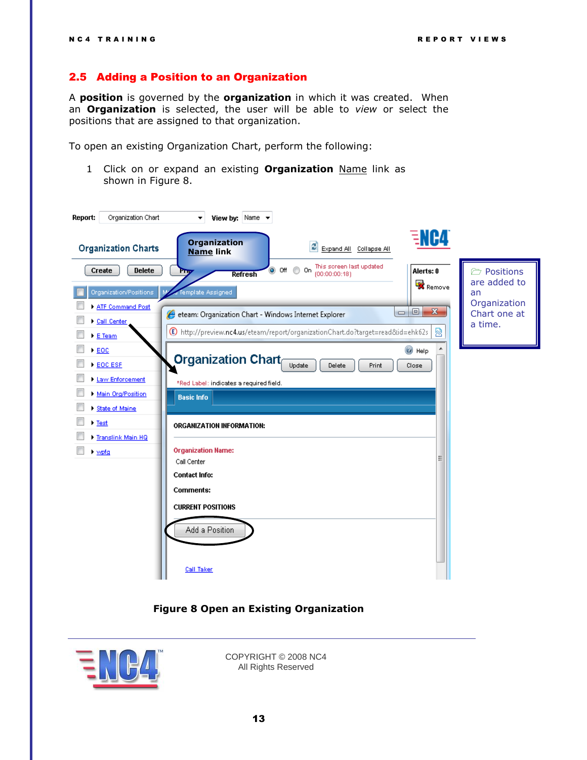## 2.5 Adding a Position to an Organization

A **position** is governed by the **organization** in which it was created. When an **Organization** is selected, the user will be able to *view* or select the positions that are assigned to that organization.

To open an existing Organization Chart, perform the following:

1 Click on or expand an existing **Organization** Name link as shown in Figure 8.

Positions are added to an Organization Chart one at a time.

**Figure 8 Open an Existing Organization**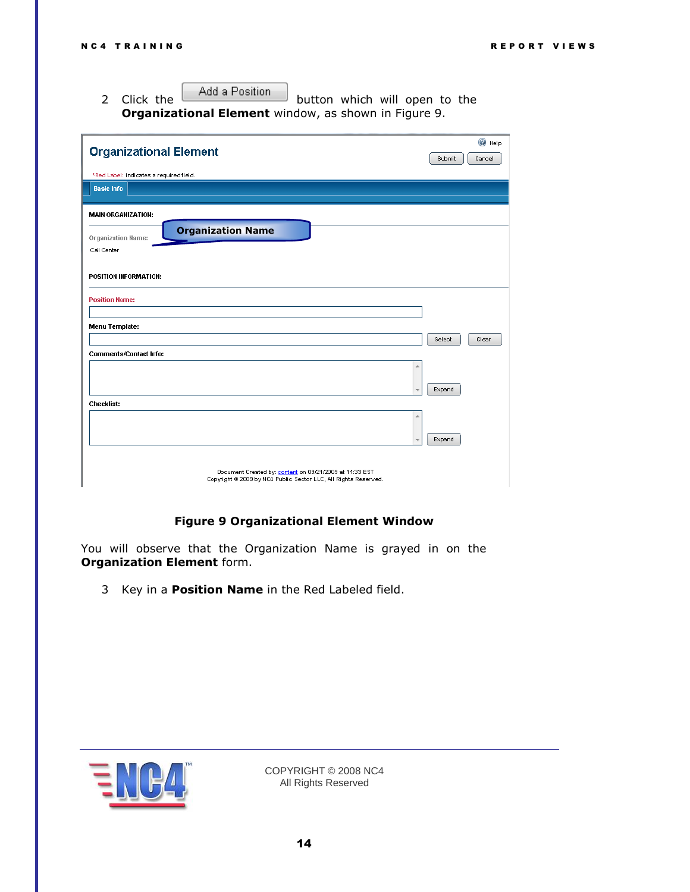2. Click the Add a Position button which will open to the **Organizational Element** window, as shown in Figure 9.

**Figure 9 Organizational Element Window**

You will observe that the Organization Name is grayed in on the **Organization Element** form.

3. Key in a **Position Name** in the Red Labeled field.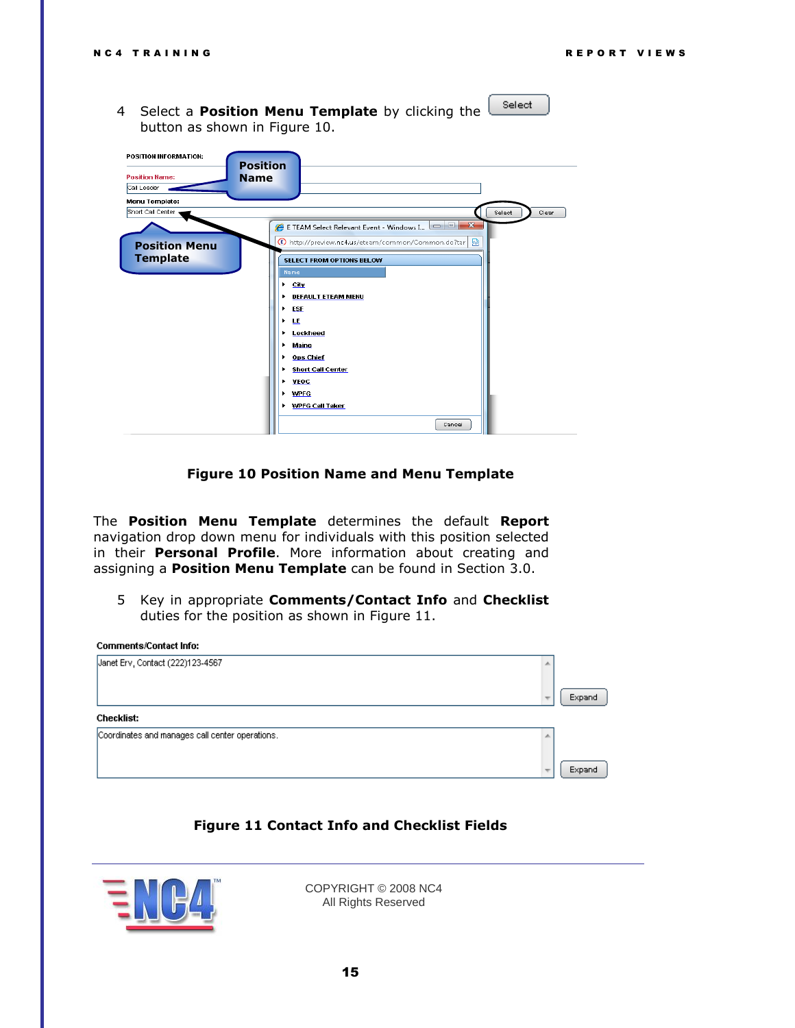4 Select a **Position Menu Template** by clicking the Select button as shown in Figure 10.

**Figure 10 Position Name and Menu Template**

The **Position Menu Template** determines the default **Report** navigation drop down menu for individuals with this position selected in their **Personal Profile**. More information about creating and assigning a **Position Menu Template** can be found in Section 3.0.

5 Key in appropriate **Comments/Contact Info** and **Checklist** duties for the position as shown in Figure 11.

**Figure 11 Contact Info and Checklist Fields**

COPYRIGHT © 2008 NC4
All Rights Reserved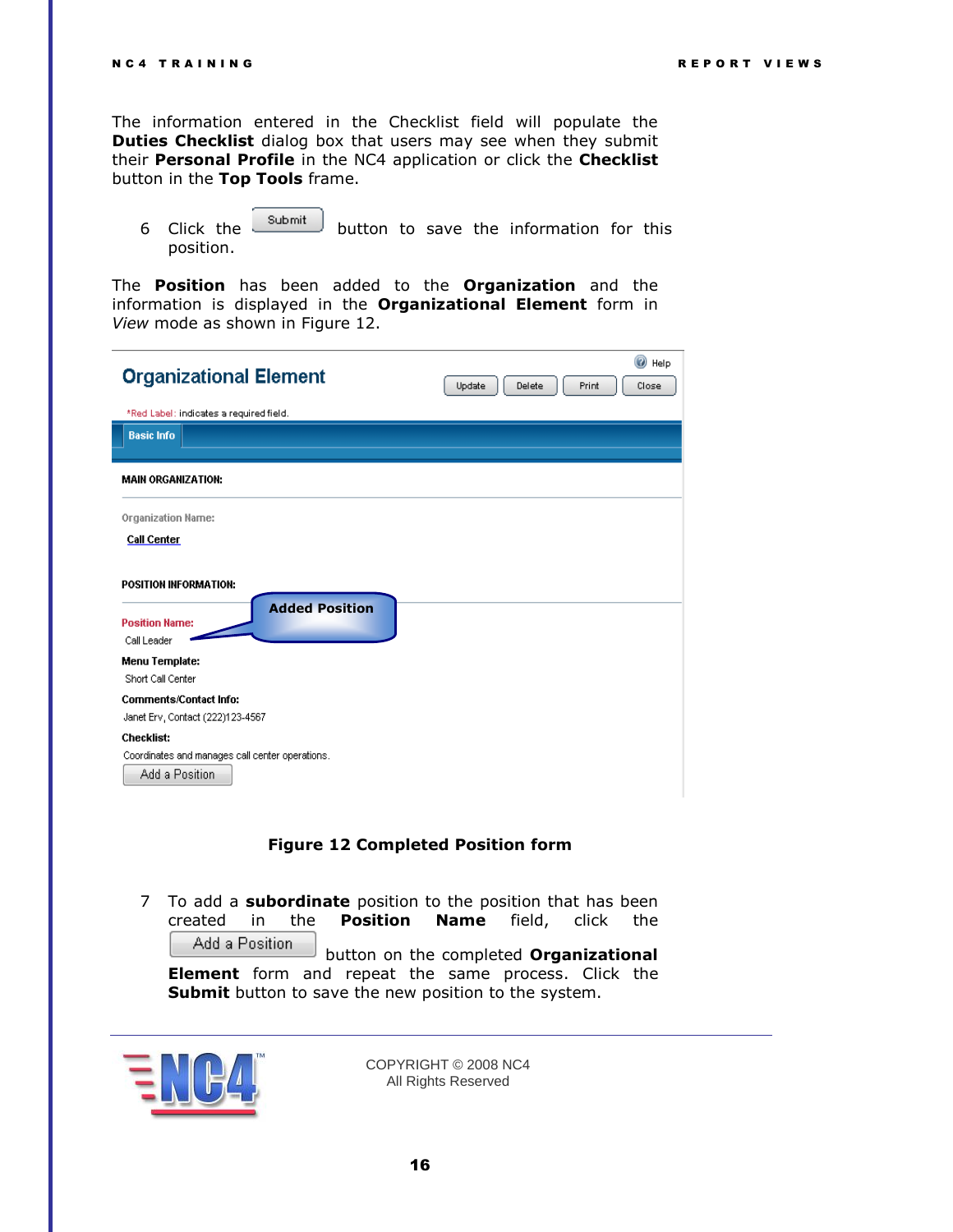The information entered in the Checklist field will populate the **Duties Checklist** dialog box that users may see when they submit their **Personal Profile** in the NC4 application or click the **Checklist** button in the **Top Tools** frame.

6. Click the Submit button to save the information for this position.

The **Position** has been added to the **Organization** and the information is displayed in the **Organizational Element** form in *View* mode as shown in Figure 12.

**Figure 12 Completed Position form**

7. To add a **subordinate** position to the position that has been created in the **Position Name** field, click the Add a Position button on the completed **Organizational Element** form and repeat the same process. Click the **Submit** button to save the new position to the system.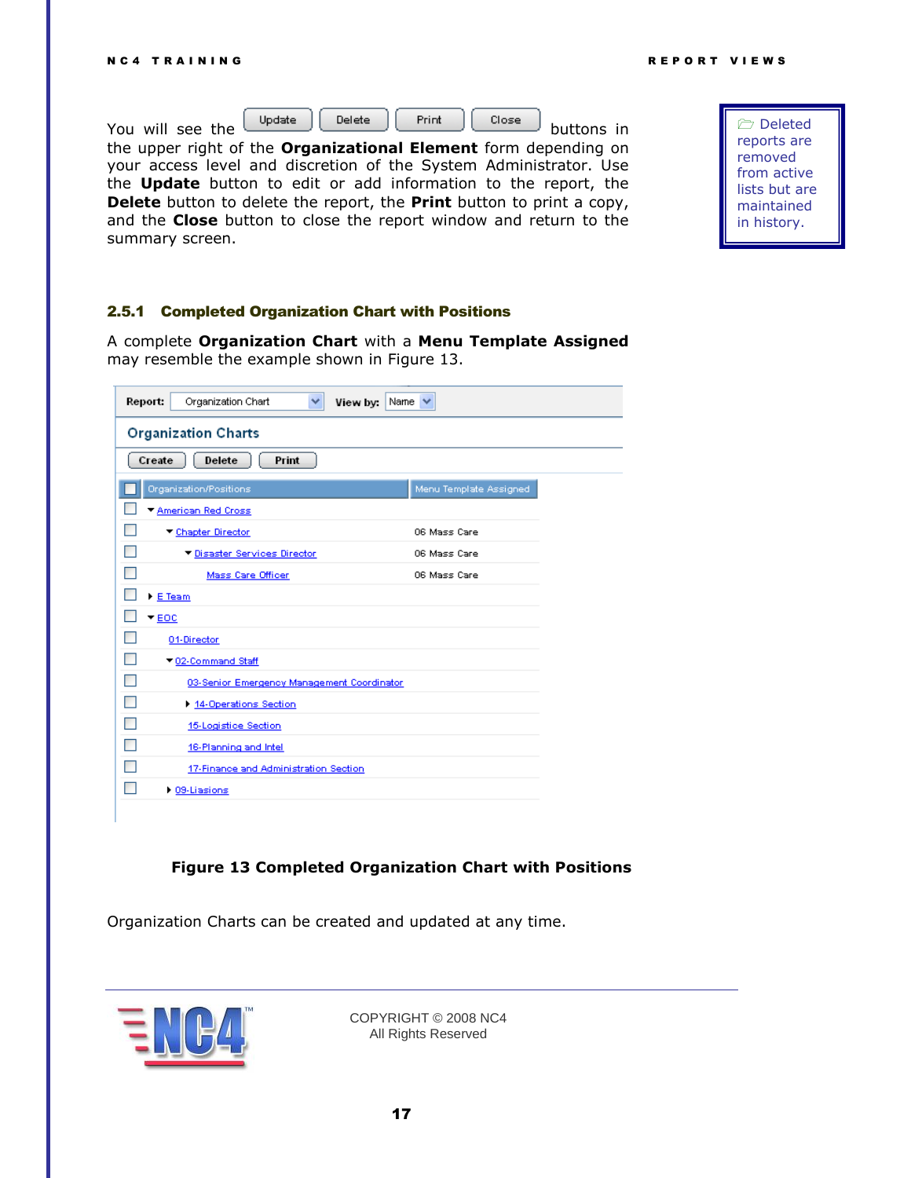You will see the Update Delete Print Close buttons in the upper right of the **Organizational Element** form depending on your access level and discretion of the System Administrator. Use the **Update** button to edit or add information to the report, the **Delete** button to delete the report, the **Print** button to print a copy, and the **Close** button to close the report window and return to the summary screen.

> Deleted reports are removed from active lists but are maintained in history.

### 2.5.1 Completed Organization Chart with Positions

A complete **Organization Chart** with a **Menu Template Assigned** may resemble the example shown in Figure 13.

**Figure 13 Completed Organization Chart with Positions**

Organization Charts can be created and updated at any time.

COPYRIGHT © 2008 NC4
All Rights Reserved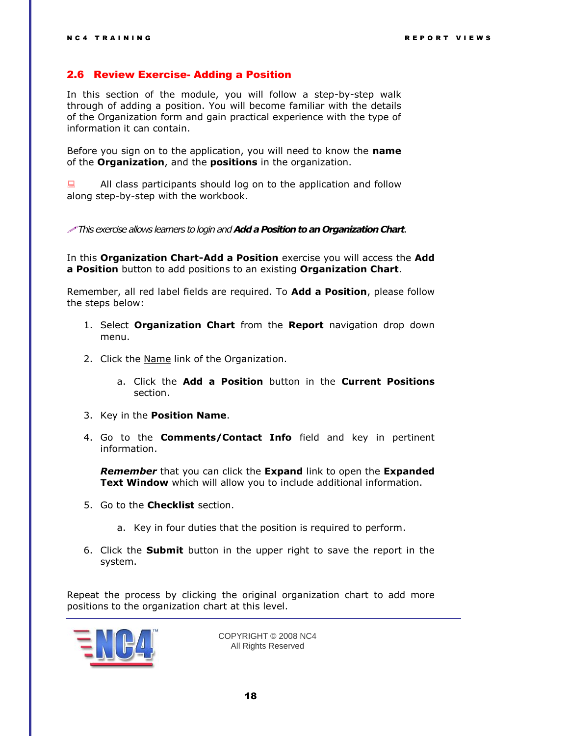## 2.6 Review Exercise- Adding a Position

In this section of the module, you will follow a step-by-step walk through of adding a position. You will become familiar with the details of the Organization form and gain practical experience with the type of information it can contain.

Before you sign on to the application, you will need to know the **name** of the **Organization**, and the **positions** in the organization.

All class participants should log on to the application and follow along step-by-step with the workbook.

*This exercise allows learners to login and **Add a Position to an Organization Chart**.*

In this **Organization Chart-Add a Position** exercise you will access the **Add a Position** button to add positions to an existing **Organization Chart**.

Remember, all red label fields are required. To **Add a Position**, please follow the steps below:

1. Select **Organization Chart** from the **Report** navigation drop down menu.
2. Click the Name link of the Organization.
   a. Click the **Add a Position** button in the **Current Positions** section.
3. Key in the **Position Name**.
4. Go to the **Comments/Contact Info** field and key in pertinent information.

   ***Remember*** that you can click the **Expand** link to open the **Expanded Text Window** which will allow you to include additional information.
5. Go to the **Checklist** section.
   a. Key in four duties that the position is required to perform.
6. Click the **Submit** button in the upper right to save the report in the system.

Repeat the process by clicking the original organization chart to add more positions to the organization chart at this level.

COPYRIGHT © 2008 NC4
All Rights Reserved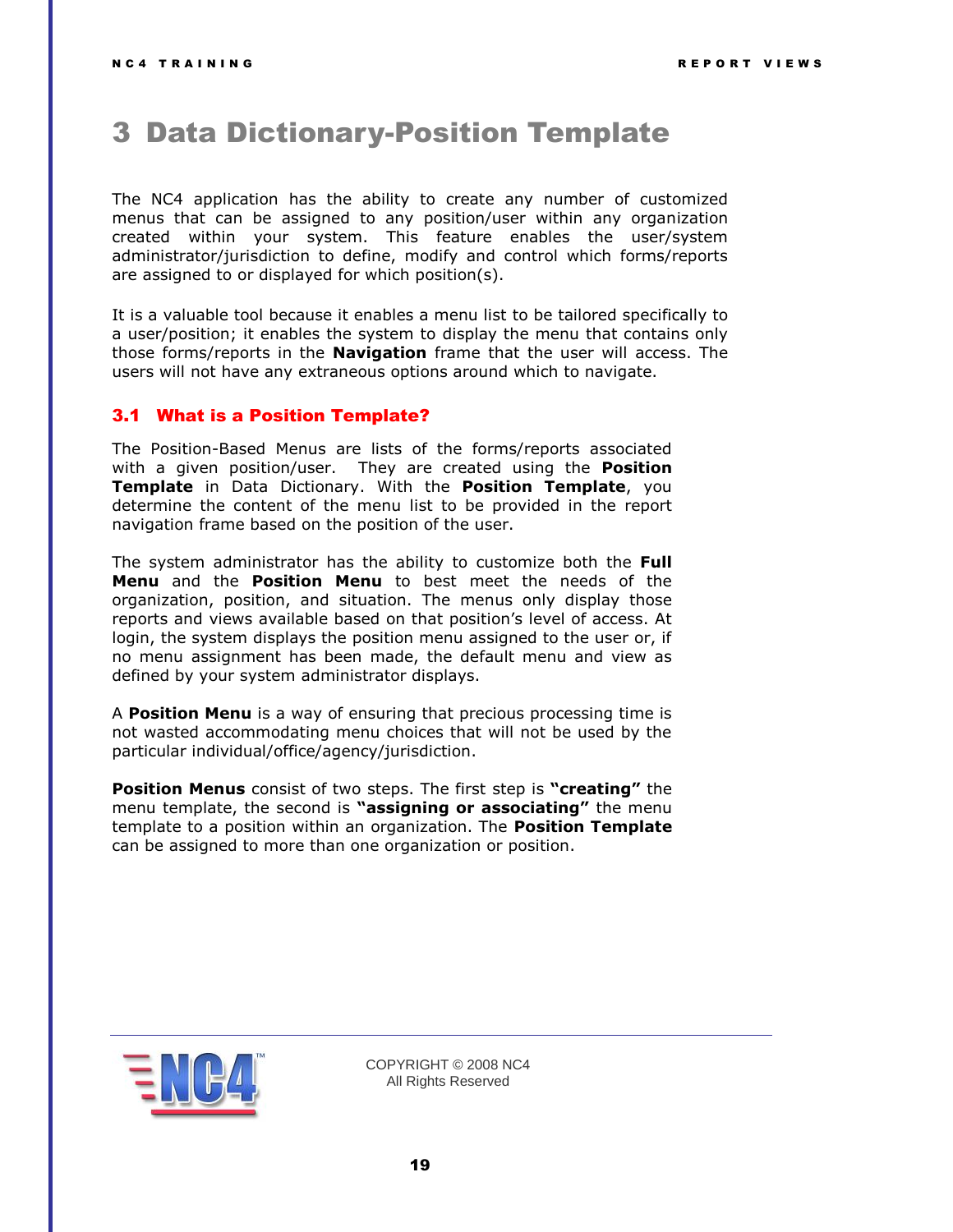# 3 Data Dictionary-Position Template

The NC4 application has the ability to create any number of customized menus that can be assigned to any position/user within any organization created within your system. This feature enables the user/system administrator/jurisdiction to define, modify and control which forms/reports are assigned to or displayed for which position(s).

It is a valuable tool because it enables a menu list to be tailored specifically to a user/position; it enables the system to display the menu that contains only those forms/reports in the **Navigation** frame that the user will access. The users will not have any extraneous options around which to navigate.

## 3.1 What is a Position Template?

The Position-Based Menus are lists of the forms/reports associated with a given position/user. They are created using the **Position Template** in Data Dictionary. With the **Position Template**, you determine the content of the menu list to be provided in the report navigation frame based on the position of the user.

The system administrator has the ability to customize both the **Full Menu** and the **Position Menu** to best meet the needs of the organization, position, and situation. The menus only display those reports and views available based on that position's level of access. At login, the system displays the position menu assigned to the user or, if no menu assignment has been made, the default menu and view as defined by your system administrator displays.

A **Position Menu** is a way of ensuring that precious processing time is not wasted accommodating menu choices that will not be used by the particular individual/office/agency/jurisdiction.

**Position Menus** consist of two steps. The first step is **"creating"** the menu template, the second is **"assigning or associating"** the menu template to a position within an organization. The **Position Template** can be assigned to more than one organization or position.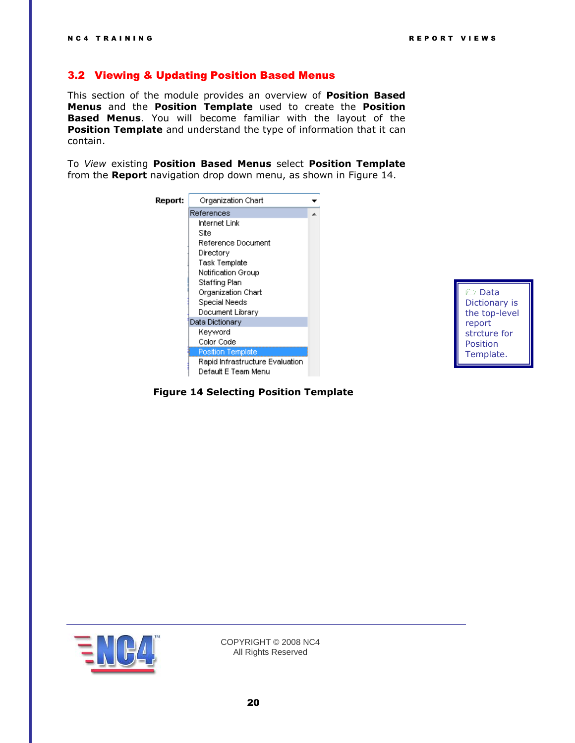## 3.2 Viewing & Updating Position Based Menus

This section of the module provides an overview of **Position Based Menus** and the **Position Template** used to create the **Position Based Menus**. You will become familiar with the layout of the **Position Template** and understand the type of information that it can contain.

To *View* existing **Position Based Menus** select **Position Template** from the **Report** navigation drop down menu, as shown in Figure 14.

**Report:** Organization Chart

References
- Internet Link
- Site
- Reference Document
- Directory
- Task Template
- Notification Group
- Staffing Plan
- Organization Chart
- Special Needs
- Document Library

Data Dictionary
- Keyword
- Color Code
- Position Template
- Rapid Infrastructure Evaluation
- Default E Team Menu

**Figure 14 Selecting Position Template**

> Data Dictionary is the top-level report strcture for Position Template.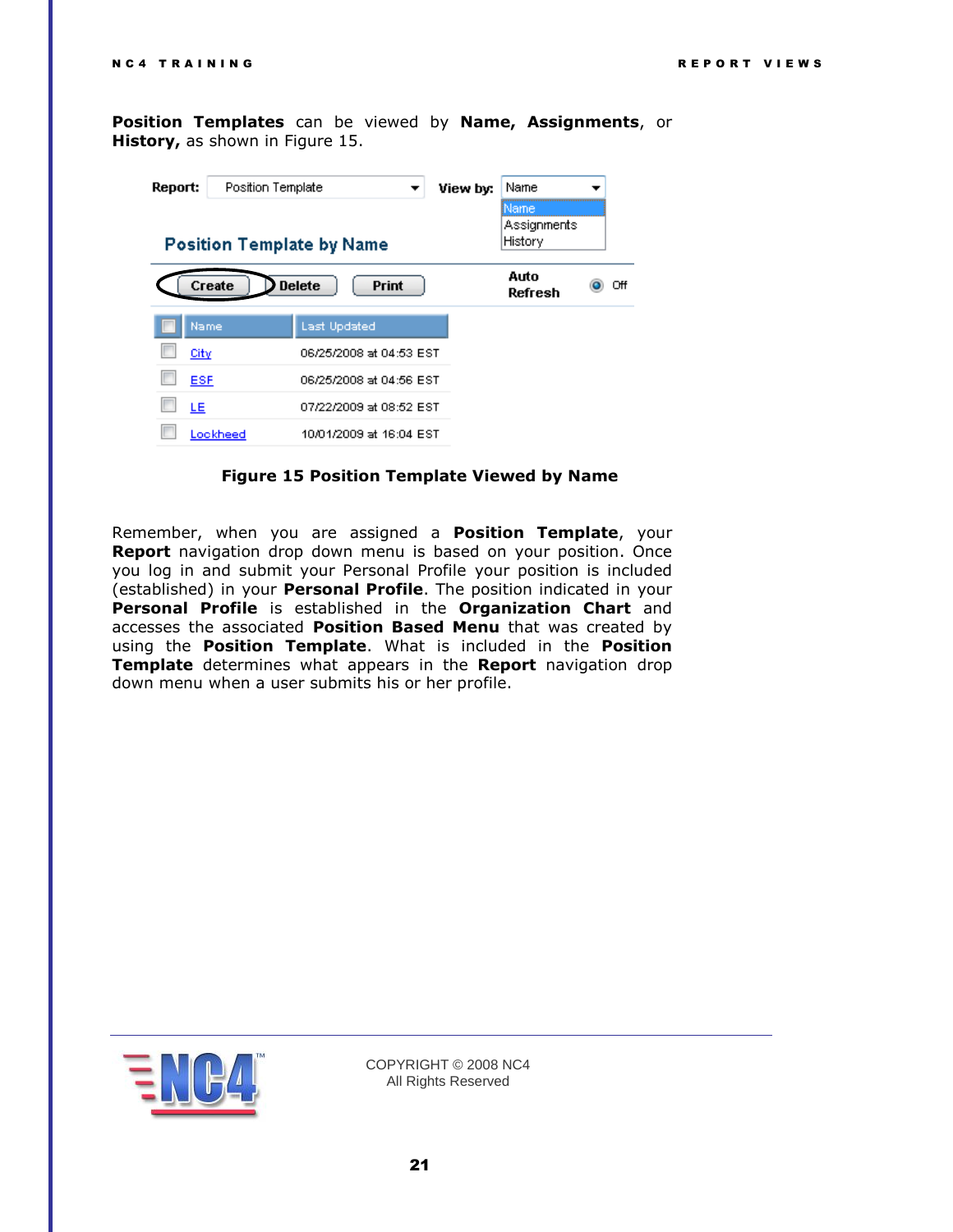**Position Templates** can be viewed by **Name, Assignments**, or **History,** as shown in Figure 15.

**Figure 15 Position Template Viewed by Name**

Remember, when you are assigned a **Position Template**, your **Report** navigation drop down menu is based on your position. Once you log in and submit your Personal Profile your position is included (established) in your **Personal Profile**. The position indicated in your **Personal Profile** is established in the **Organization Chart** and accesses the associated **Position Based Menu** that was created by using the **Position Template**. What is included in the **Position Template** determines what appears in the **Report** navigation drop down menu when a user submits his or her profile.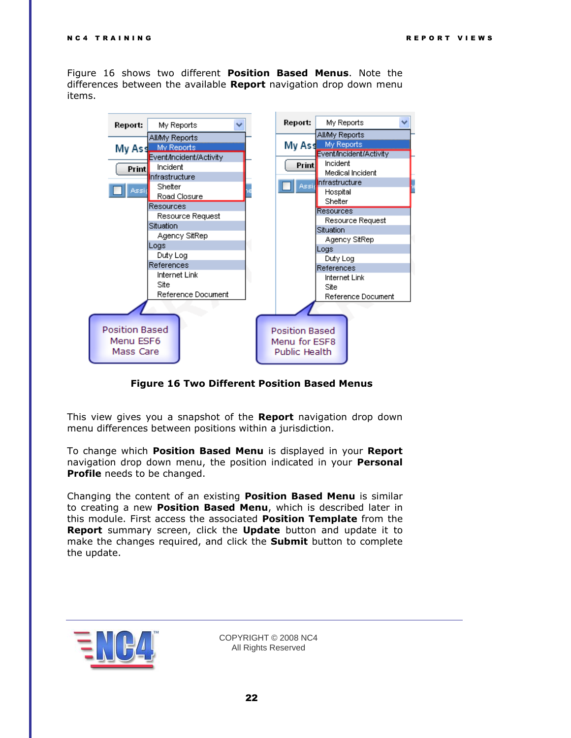Figure 16 shows two different **Position Based Menus**. Note the differences between the available **Report** navigation drop down menu items.

**Figure 16 Two Different Position Based Menus**

This view gives you a snapshot of the **Report** navigation drop down menu differences between positions within a jurisdiction.

To change which **Position Based Menu** is displayed in your **Report** navigation drop down menu, the position indicated in your **Personal Profile** needs to be changed.

Changing the content of an existing **Position Based Menu** is similar to creating a new **Position Based Menu**, which is described later in this module. First access the associated **Position Template** from the **Report** summary screen, click the **Update** button and update it to make the changes required, and click the **Submit** button to complete the update.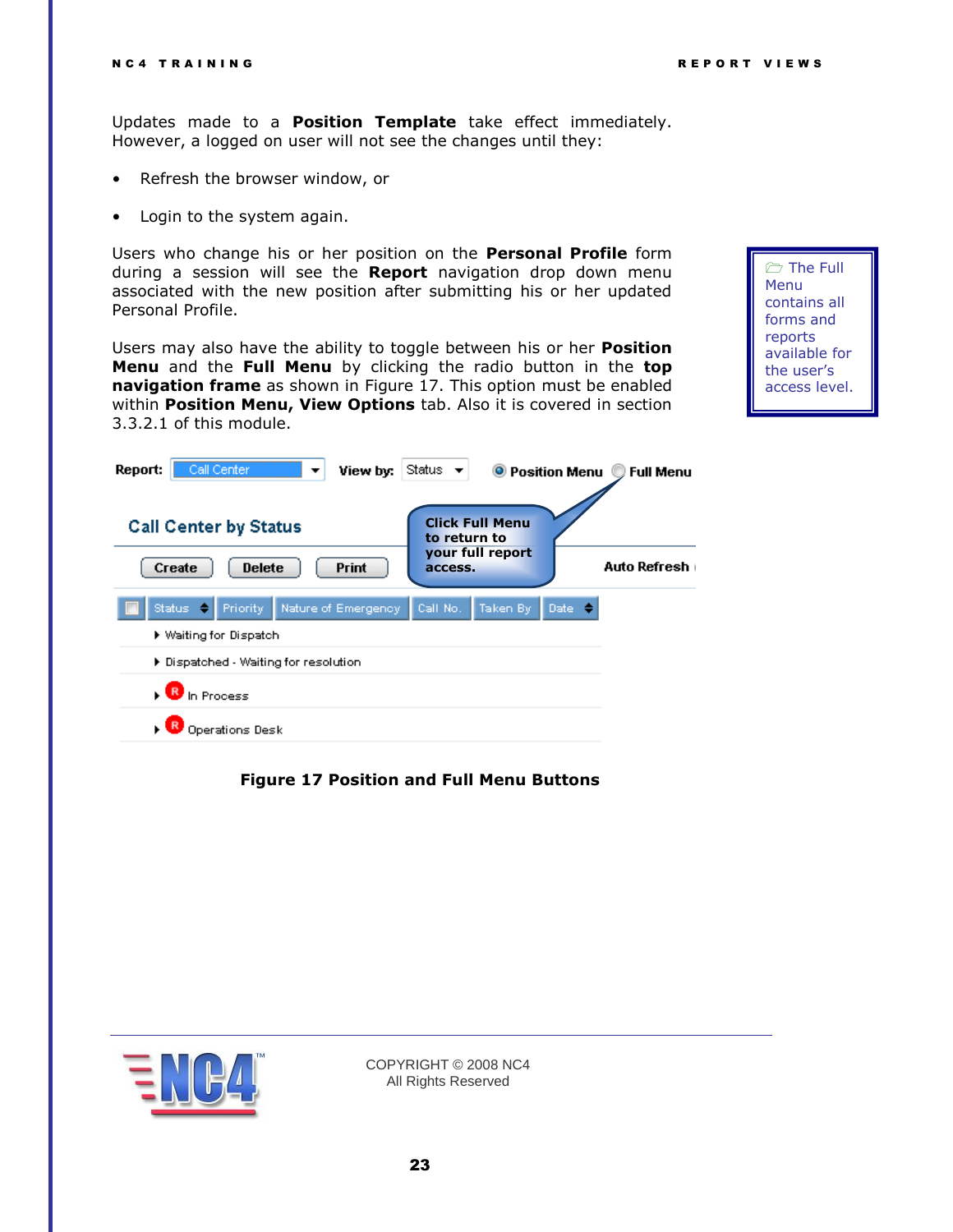Updates made to a **Position Template** take effect immediately. However, a logged on user will not see the changes until they:

- Refresh the browser window, or
- Login to the system again.

Users who change his or her position on the **Personal Profile** form during a session will see the **Report** navigation drop down menu associated with the new position after submitting his or her updated Personal Profile.

> The Full Menu contains all forms and reports available for the user's access level.

Users may also have the ability to toggle between his or her **Position Menu** and the **Full Menu** by clicking the radio button in the **top navigation frame** as shown in Figure 17. This option must be enabled within **Position Menu, View Options** tab. Also it is covered in section 3.3.2.1 of this module.

**Figure 17 Position and Full Menu Buttons**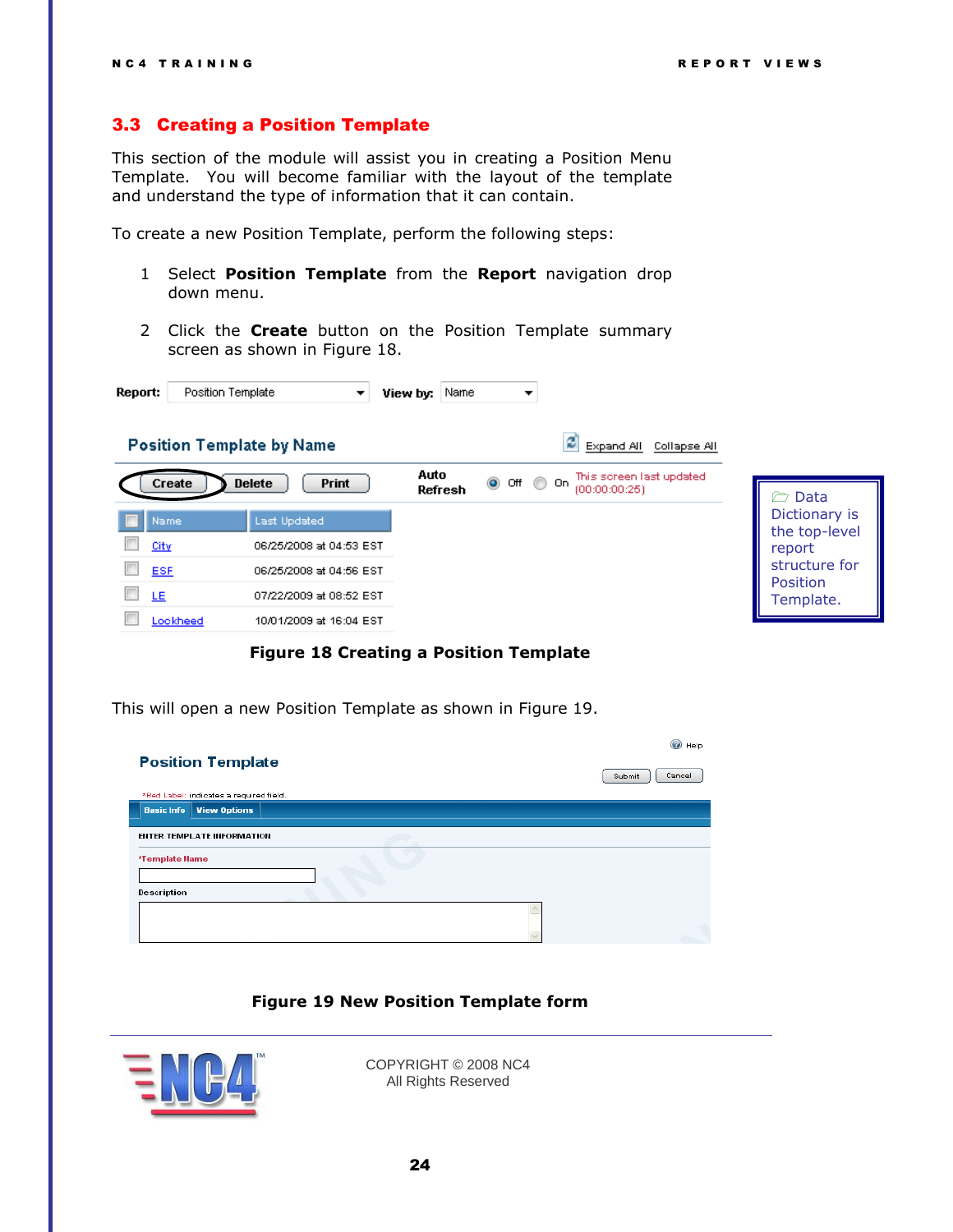## 3.3 Creating a Position Template

This section of the module will assist you in creating a Position Menu Template. You will become familiar with the layout of the template and understand the type of information that it can contain.

To create a new Position Template, perform the following steps:

1. Select **Position Template** from the **Report** navigation drop down menu.
2. Click the **Create** button on the Position Template summary screen as shown in Figure 18.

> Data Dictionary is the top-level report structure for Position Template.

**Figure 18 Creating a Position Template**

This will open a new Position Template as shown in Figure 19.

**Figure 19 New Position Template form**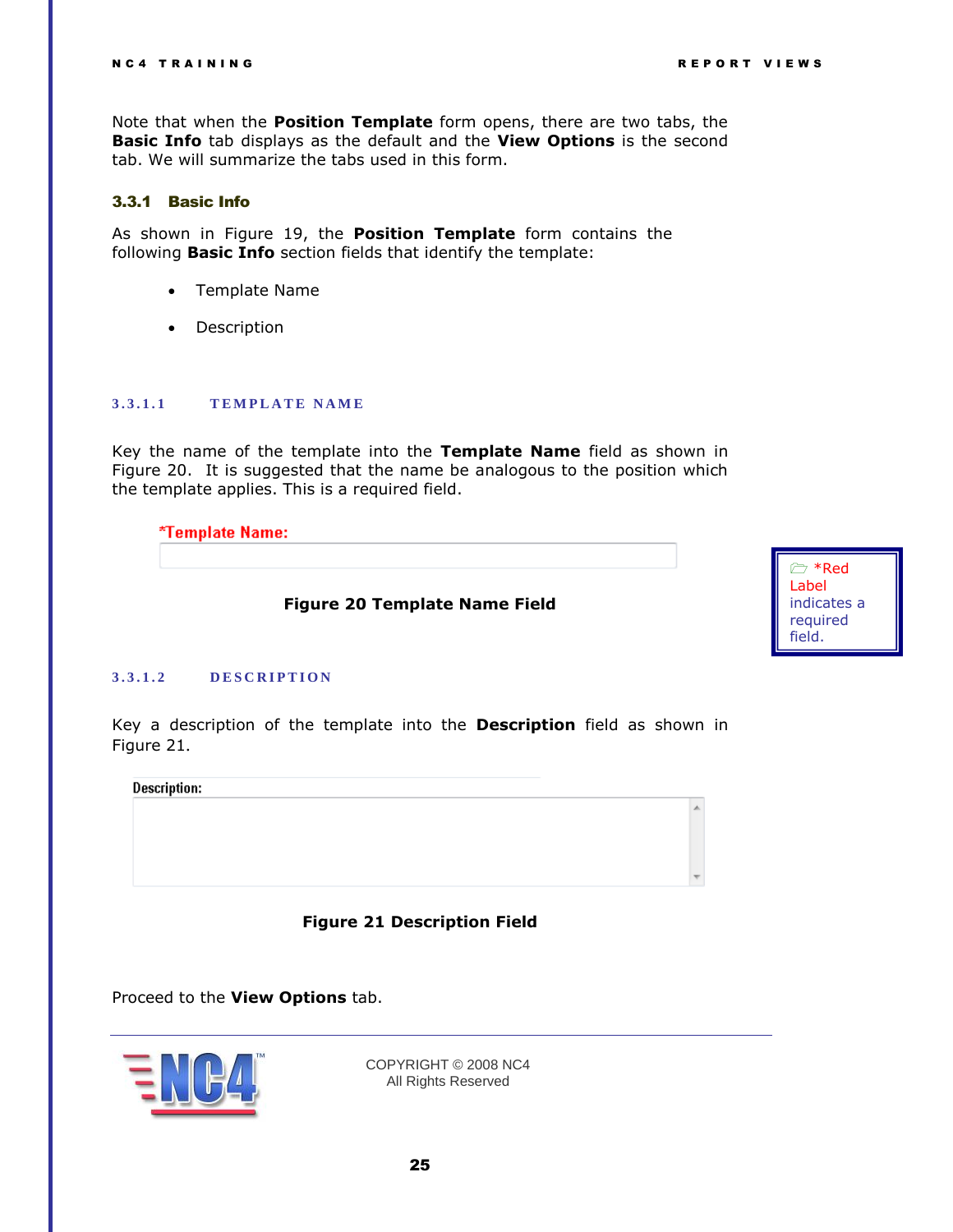Note that when the **Position Template** form opens, there are two tabs, the **Basic Info** tab displays as the default and the **View Options** is the second tab. We will summarize the tabs used in this form.

### 3.3.1 Basic Info

As shown in Figure 19, the **Position Template** form contains the following **Basic Info** section fields that identify the template:

- Template Name
- Description

#### 3.3.1.1 TEMPLATE NAME

Key the name of the template into the **Template Name** field as shown in Figure 20. It is suggested that the name be analogous to the position which the template applies. This is a required field.

*Template Name:

**Figure 20 Template Name Field**

*Red Label indicates a required field.

#### 3.3.1.2 DESCRIPTION

Key a description of the template into the **Description** field as shown in Figure 21.

Description:

**Figure 21 Description Field**

Proceed to the **View Options** tab.

COPYRIGHT © 2008 NC4
All Rights Reserved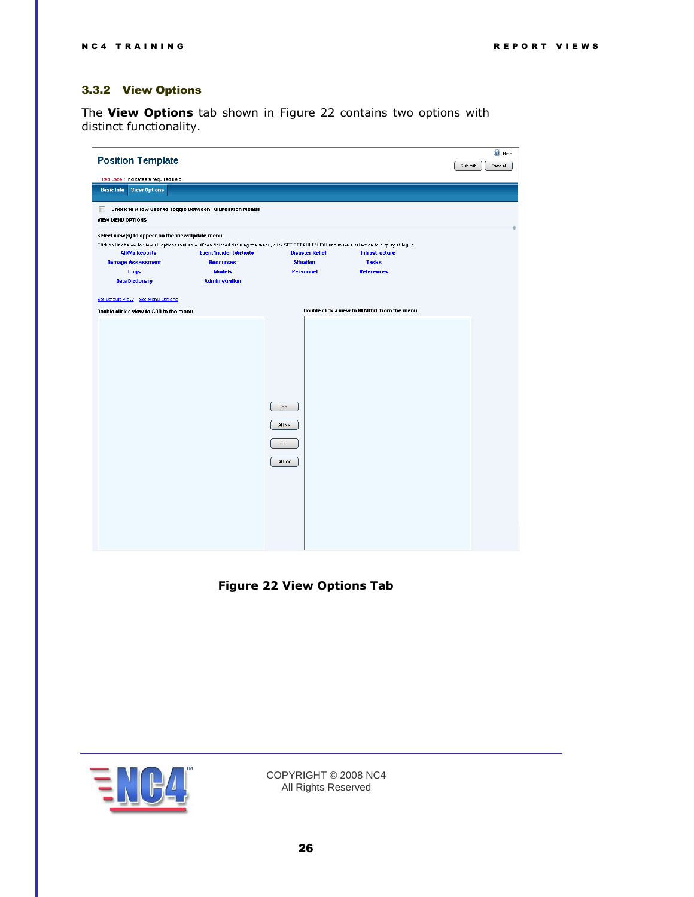### 3.3.2 View Options

The **View Options** tab shown in Figure 22 contains two options with distinct functionality.

**Figure 22 View Options Tab**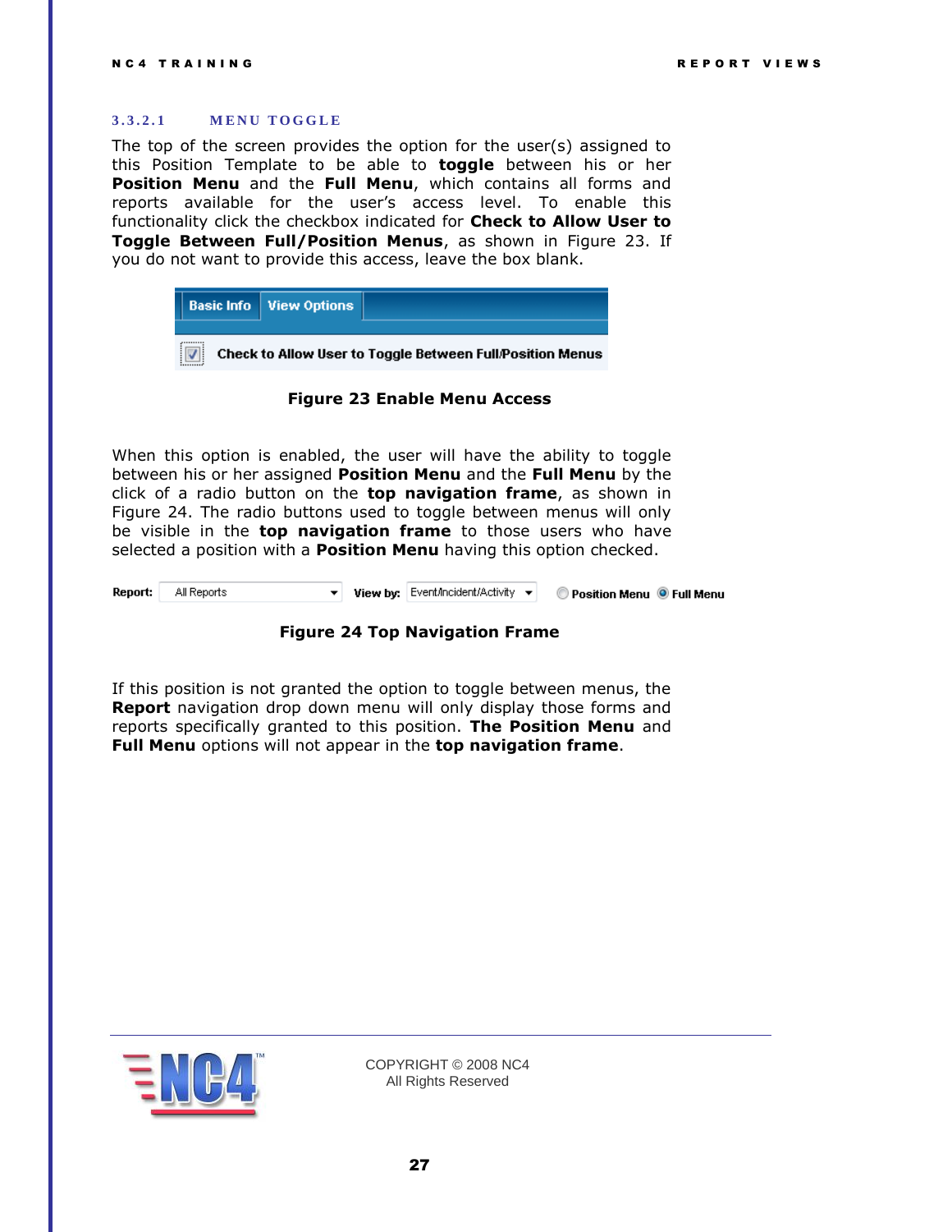### 3.3.2.1 MENU TOGGLE

The top of the screen provides the option for the user(s) assigned to this Position Template to be able to **toggle** between his or her **Position Menu** and the **Full Menu**, which contains all forms and reports available for the user's access level. To enable this functionality click the checkbox indicated for **Check to Allow User to Toggle Between Full/Position Menus**, as shown in Figure 23. If you do not want to provide this access, leave the box blank.

**Figure 23 Enable Menu Access**

When this option is enabled, the user will have the ability to toggle between his or her assigned **Position Menu** and the **Full Menu** by the click of a radio button on the **top navigation frame**, as shown in Figure 24. The radio buttons used to toggle between menus will only be visible in the **top navigation frame** to those users who have selected a position with a **Position Menu** having this option checked.

**Figure 24 Top Navigation Frame**

If this position is not granted the option to toggle between menus, the **Report** navigation drop down menu will only display those forms and reports specifically granted to this position. **The Position Menu** and **Full Menu** options will not appear in the **top navigation frame**.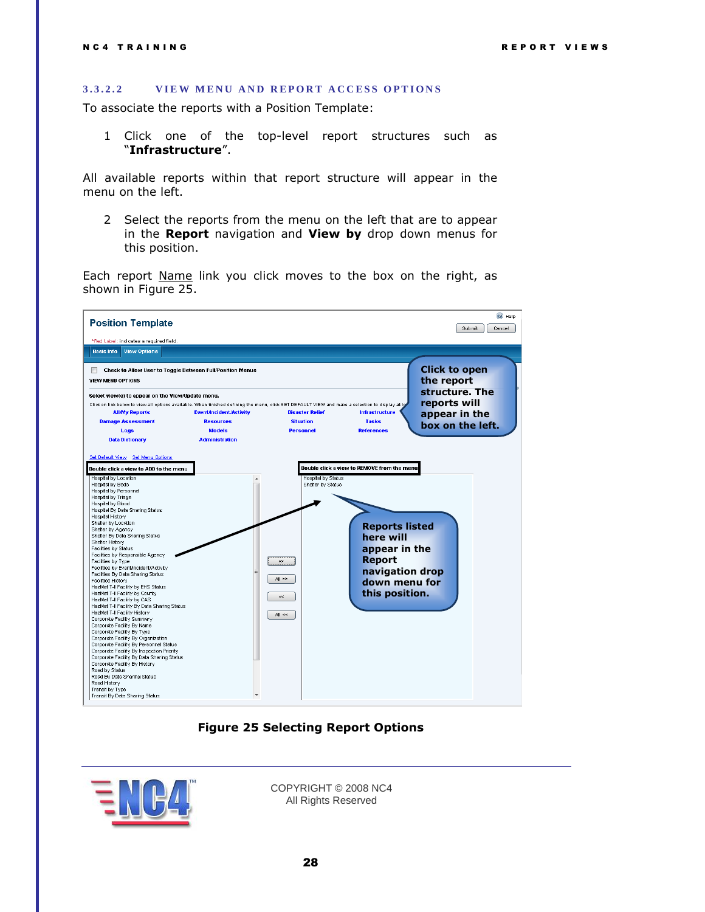### 3.3.2.2 VIEW MENU AND REPORT ACCESS OPTIONS

To associate the reports with a Position Template:

1. Click one of the top-level report structures such as "**Infrastructure**".

All available reports within that report structure will appear in the menu on the left.

2. Select the reports from the menu on the left that are to appear in the **Report** navigation and **View by** drop down menus for this position.

Each report Name link you click moves to the box on the right, as shown in Figure 25.

**Figure 25 Selecting Report Options**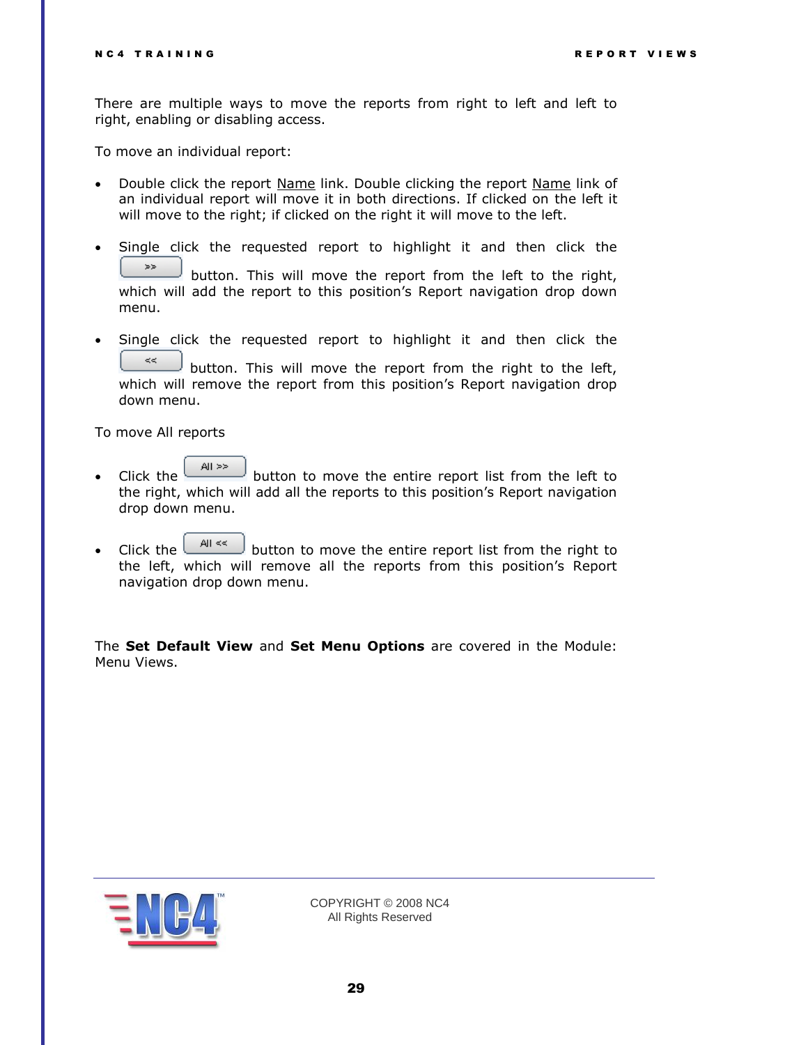There are multiple ways to move the reports from right to left and left to right, enabling or disabling access.

To move an individual report:

- Double click the report Name link. Double clicking the report Name link of an individual report will move it in both directions. If clicked on the left it will move to the right; if clicked on the right it will move to the left.

- Single click the requested report to highlight it and then click the >> button. This will move the report from the left to the right, which will add the report to this position's Report navigation drop down menu.

- Single click the requested report to highlight it and then click the << button. This will move the report from the right to the left, which will remove the report from this position's Report navigation drop down menu.

To move All reports

- Click the All >> button to move the entire report list from the left to the right, which will add all the reports to this position's Report navigation drop down menu.

- Click the All << button to move the entire report list from the right to the left, which will remove all the reports from this position's Report navigation drop down menu.

The **Set Default View** and **Set Menu Options** are covered in the Module: Menu Views.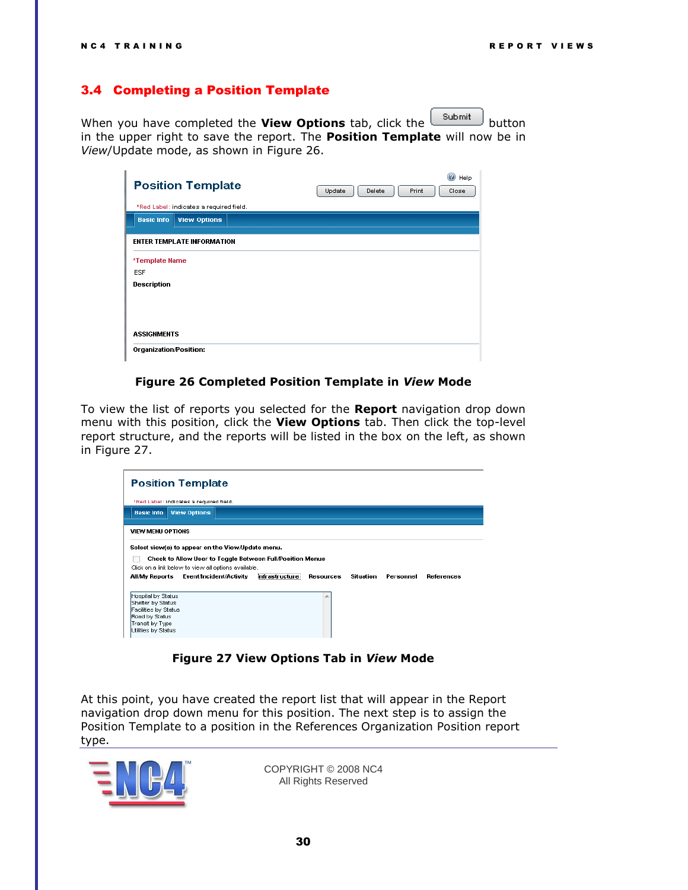## 3.4 Completing a Position Template

When you have completed the **View Options** tab, click the Submit button in the upper right to save the report. The **Position Template** will now be in *View*/Update mode, as shown in Figure 26.

**Figure 26 Completed Position Template in *View* Mode**

To view the list of reports you selected for the **Report** navigation drop down menu with this position, click the **View Options** tab. Then click the top-level report structure, and the reports will be listed in the box on the left, as shown in Figure 27.

**Figure 27 View Options Tab in *View* Mode**

At this point, you have created the report list that will appear in the Report navigation drop down menu for this position. The next step is to assign the Position Template to a position in the References Organization Position report type.

COPYRIGHT © 2008 NC4
All Rights Reserved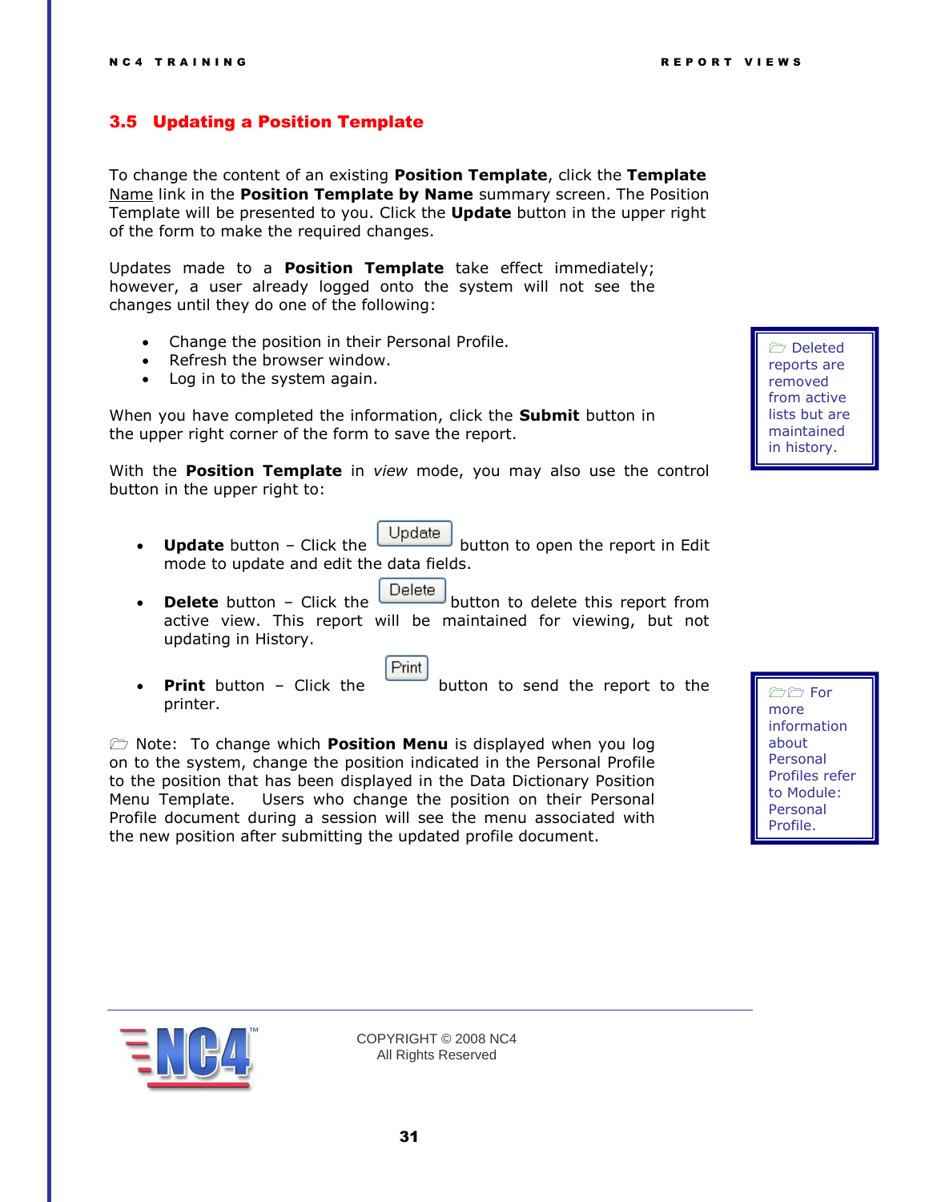## 3.5 Updating a Position Template

To change the content of an existing **Position Template**, click the **Template** Name link in the **Position Template by Name** summary screen. The Position Template will be presented to you. Click the **Update** button in the upper right of the form to make the required changes.

Updates made to a **Position Template** take effect immediately; however, a user already logged onto the system will not see the changes until they do one of the following:

- Change the position in their Personal Profile.
- Refresh the browser window.
- Log in to the system again.

> Deleted reports are removed from active lists but are maintained in history.

When you have completed the information, click the **Submit** button in the upper right corner of the form to save the report.

With the **Position Template** in *view* mode, you may also use the control button in the upper right to:

- **Update** button – Click the Update button to open the report in Edit mode to update and edit the data fields.
- **Delete** button – Click the Delete button to delete this report from active view. This report will be maintained for viewing, but not updating in History.
- **Print** button – Click the Print button to send the report to the printer.

Note: To change which **Position Menu** is displayed when you log on to the system, change the position indicated in the Personal Profile to the position that has been displayed in the Data Dictionary Position Menu Template. Users who change the position on their Personal Profile document during a session will see the menu associated with the new position after submitting the updated profile document.

> For more information about Personal Profiles refer to Module: Personal Profile.

COPYRIGHT © 2008 NC4
All Rights Reserved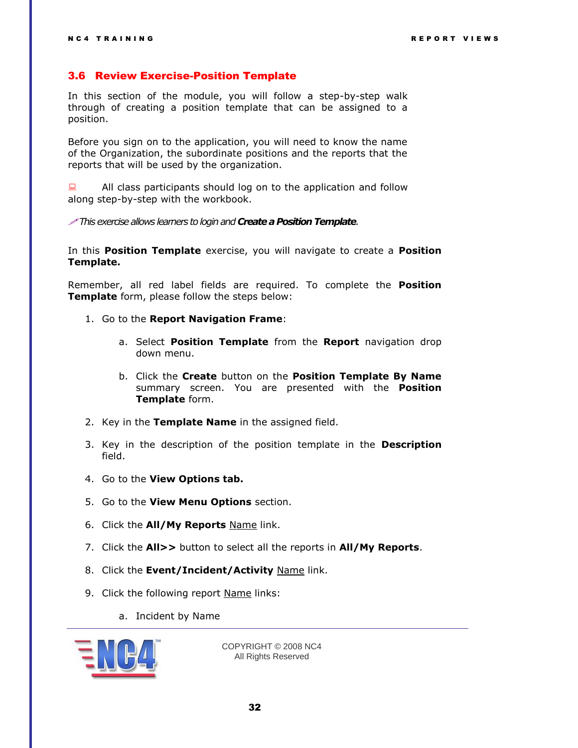## 3.6 Review Exercise-Position Template

In this section of the module, you will follow a step-by-step walk through of creating a position template that can be assigned to a position.

Before you sign on to the application, you will need to know the name of the Organization, the subordinate positions and the reports that the reports that will be used by the organization.

All class participants should log on to the application and follow along step-by-step with the workbook.

*This exercise allows learners to login and **Create a Position Template**.*

In this **Position Template** exercise, you will navigate to create a **Position Template.**

Remember, all red label fields are required. To complete the **Position Template** form, please follow the steps below:

1. Go to the **Report Navigation Frame**:

   a. Select **Position Template** from the **Report** navigation drop down menu.

   b. Click the **Create** button on the **Position Template By Name** summary screen. You are presented with the **Position Template** form.

2. Key in the **Template Name** in the assigned field.

3. Key in the description of the position template in the **Description** field.

4. Go to the **View Options tab.**

5. Go to the **View Menu Options** section.

6. Click the **All/My Reports** Name link.

7. Click the **All>>** button to select all the reports in **All/My Reports**.

8. Click the **Event/Incident/Activity** Name link.

9. Click the following report Name links:

   a. Incident by Name

COPYRIGHT © 2008 NC4
All Rights Reserved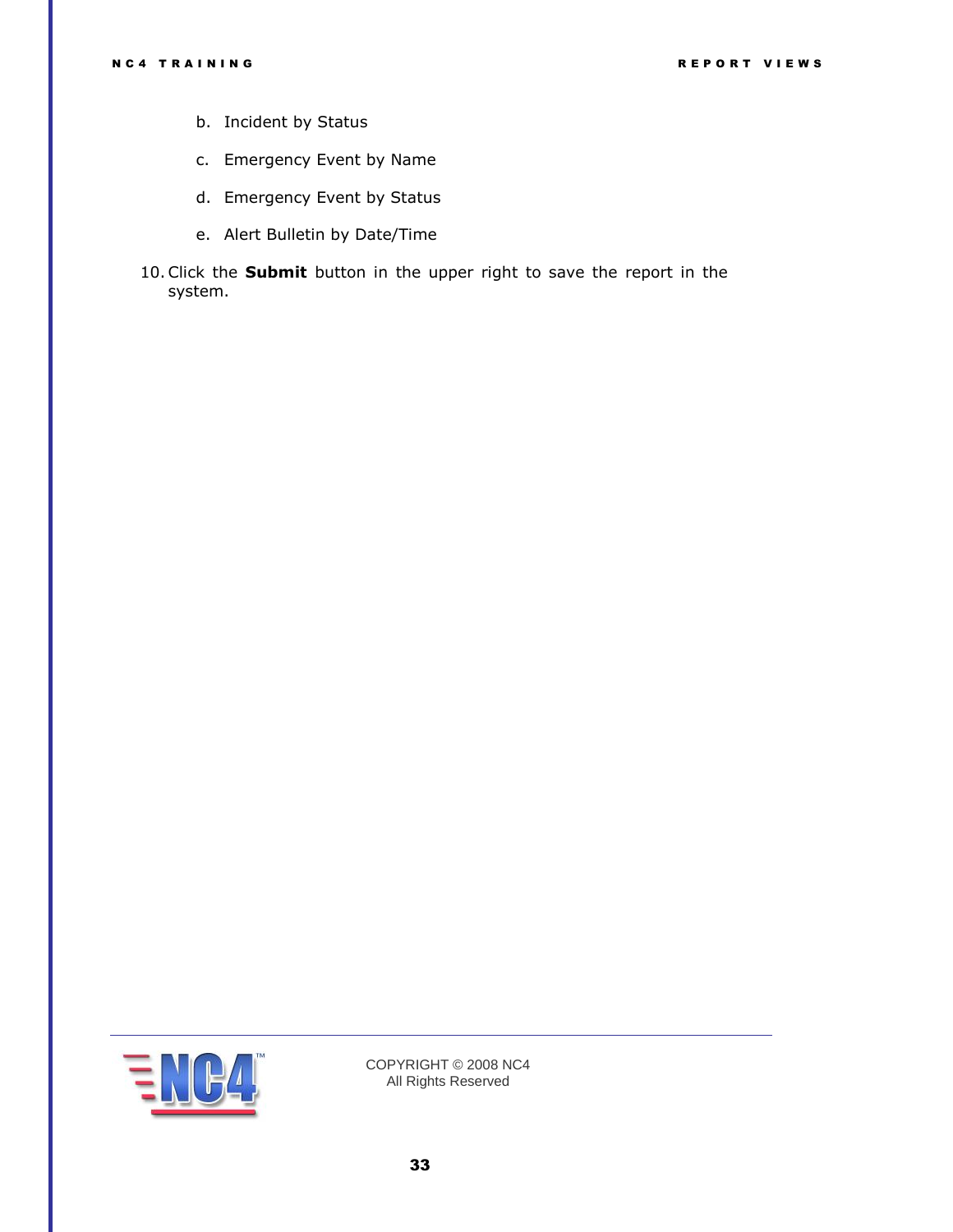b. Incident by Status

   c. Emergency Event by Name

   d. Emergency Event by Status

   e. Alert Bulletin by Date/Time

10. Click the **Submit** button in the upper right to save the report in the system.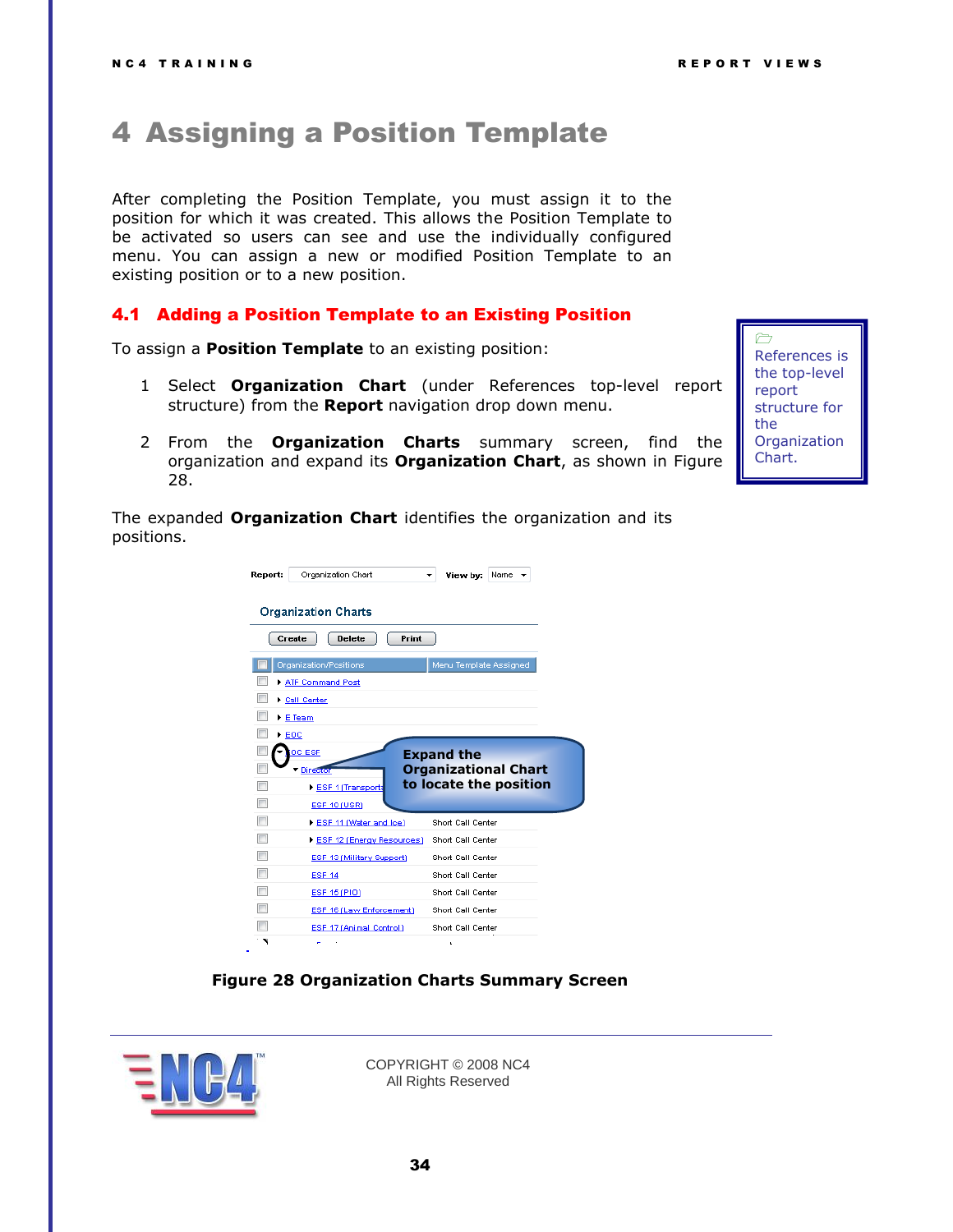# 4 Assigning a Position Template

After completing the Position Template, you must assign it to the position for which it was created. This allows the Position Template to be activated so users can see and use the individually configured menu. You can assign a new or modified Position Template to an existing position or to a new position.

## 4.1 Adding a Position Template to an Existing Position

To assign a **Position Template** to an existing position:

> References is the top-level report structure for the Organization Chart.

1. Select **Organization Chart** (under References top-level report structure) from the **Report** navigation drop down menu.

2. From the **Organization Charts** summary screen, find the organization and expand its **Organization Chart**, as shown in Figure 28.

The expanded **Organization Chart** identifies the organization and its positions.

**Figure 28 Organization Charts Summary Screen**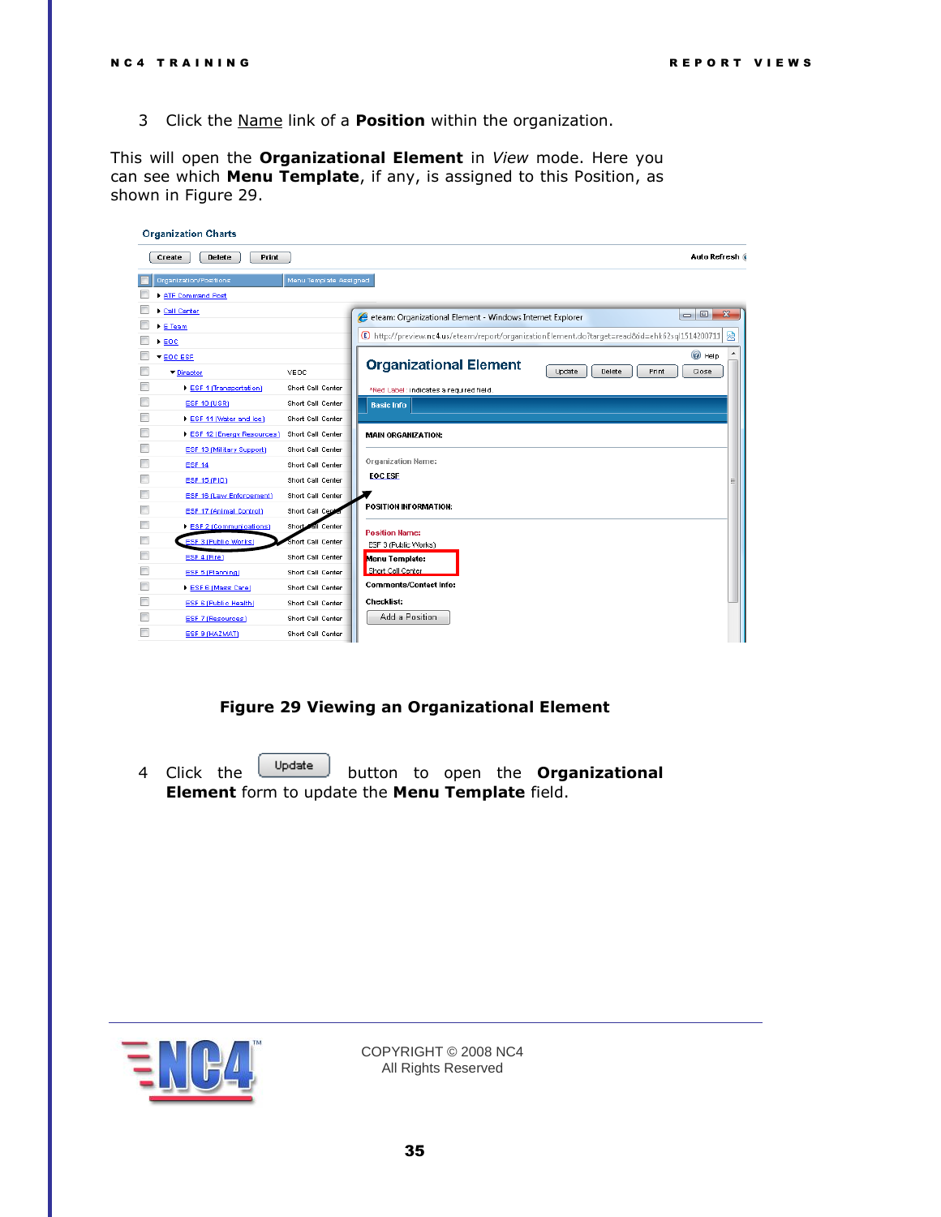3 Click the Name link of a **Position** within the organization.

This will open the **Organizational Element** in *View* mode. Here you can see which **Menu Template**, if any, is assigned to this Position, as shown in Figure 29.

**Figure 29 Viewing an Organizational Element**

4 Click the Update button to open the **Organizational Element** form to update the **Menu Template** field.

COPYRIGHT © 2008 NC4
All Rights Reserved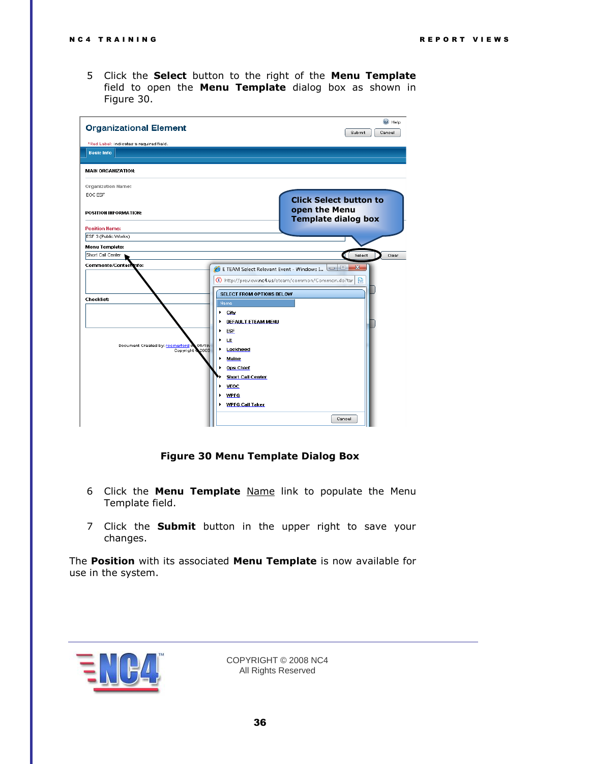5 Click the **Select** button to the right of the **Menu Template** field to open the **Menu Template** dialog box as shown in Figure 30.

**Figure 30 Menu Template Dialog Box**

6 Click the **Menu Template** Name link to populate the Menu Template field.

7 Click the **Submit** button in the upper right to save your changes.

The **Position** with its associated **Menu Template** is now available for use in the system.

COPYRIGHT © 2008 NC4
All Rights Reserved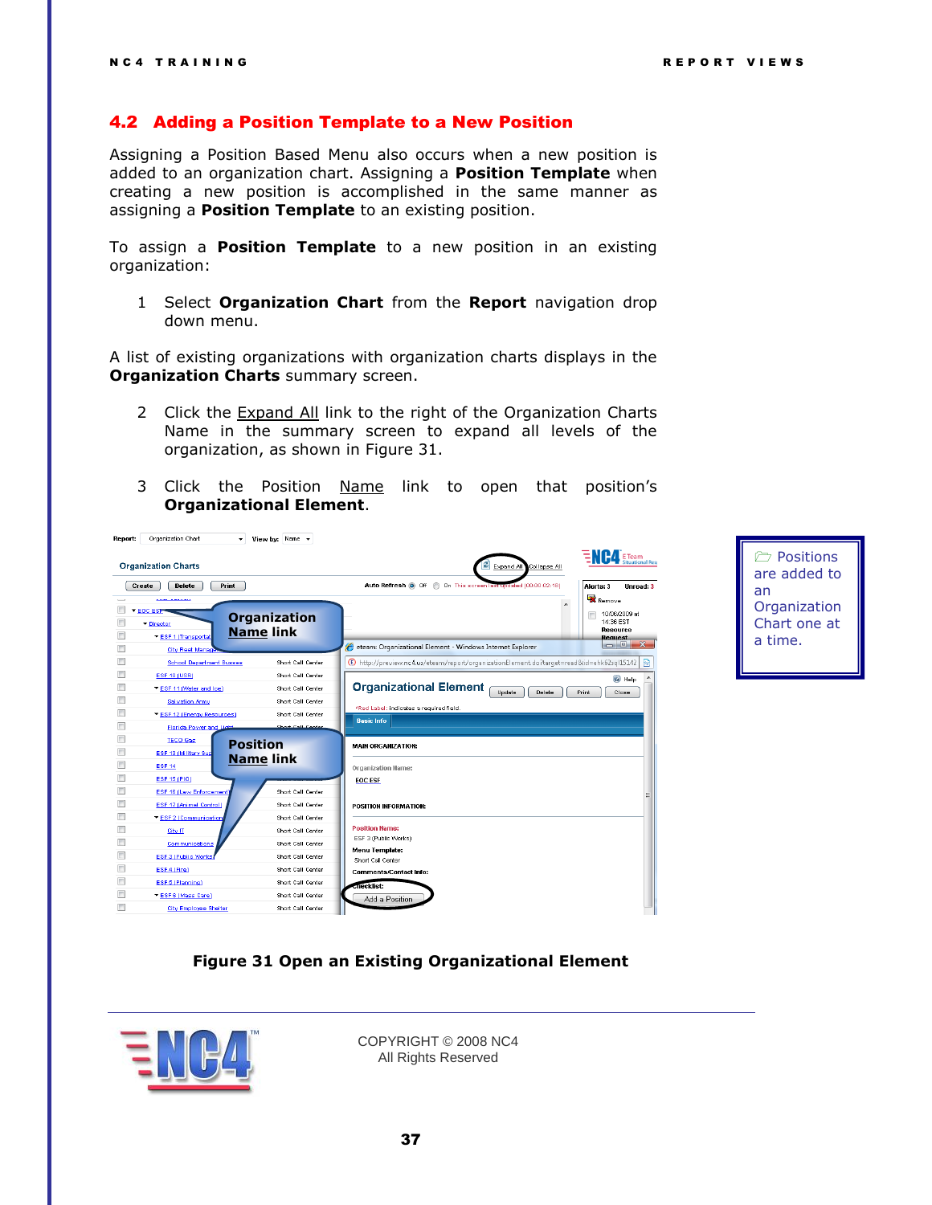## 4.2 Adding a Position Template to a New Position

Assigning a Position Based Menu also occurs when a new position is added to an organization chart. Assigning a **Position Template** when creating a new position is accomplished in the same manner as assigning a **Position Template** to an existing position.

To assign a **Position Template** to a new position in an existing organization:

1 Select **Organization Chart** from the **Report** navigation drop down menu.

A list of existing organizations with organization charts displays in the **Organization Charts** summary screen.

2 Click the Expand All link to the right of the Organization Charts Name in the summary screen to expand all levels of the organization, as shown in Figure 31.

3 Click the Position Name link to open that position's **Organizational Element**.

> Positions are added to an Organization Chart one at a time.

**Figure 31 Open an Existing Organizational Element**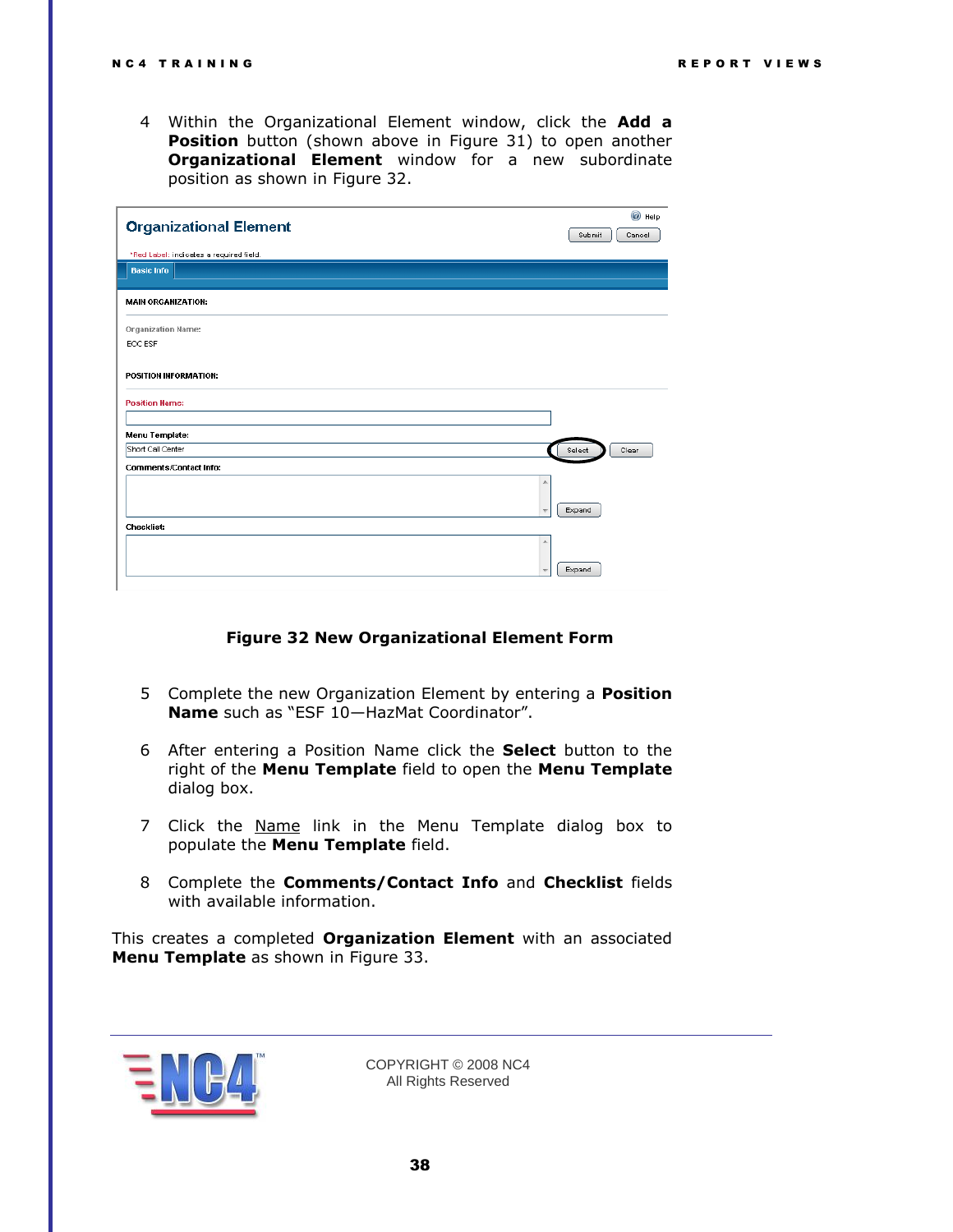4 Within the Organizational Element window, click the **Add a Position** button (shown above in Figure 31) to open another **Organizational Element** window for a new subordinate position as shown in Figure 32.

**Figure 32 New Organizational Element Form**

5 Complete the new Organization Element by entering a **Position Name** such as "ESF 10—HazMat Coordinator".

6 After entering a Position Name click the **Select** button to the right of the **Menu Template** field to open the **Menu Template** dialog box.

7 Click the Name link in the Menu Template dialog box to populate the **Menu Template** field.

8 Complete the **Comments/Contact Info** and **Checklist** fields with available information.

This creates a completed **Organization Element** with an associated **Menu Template** as shown in Figure 33.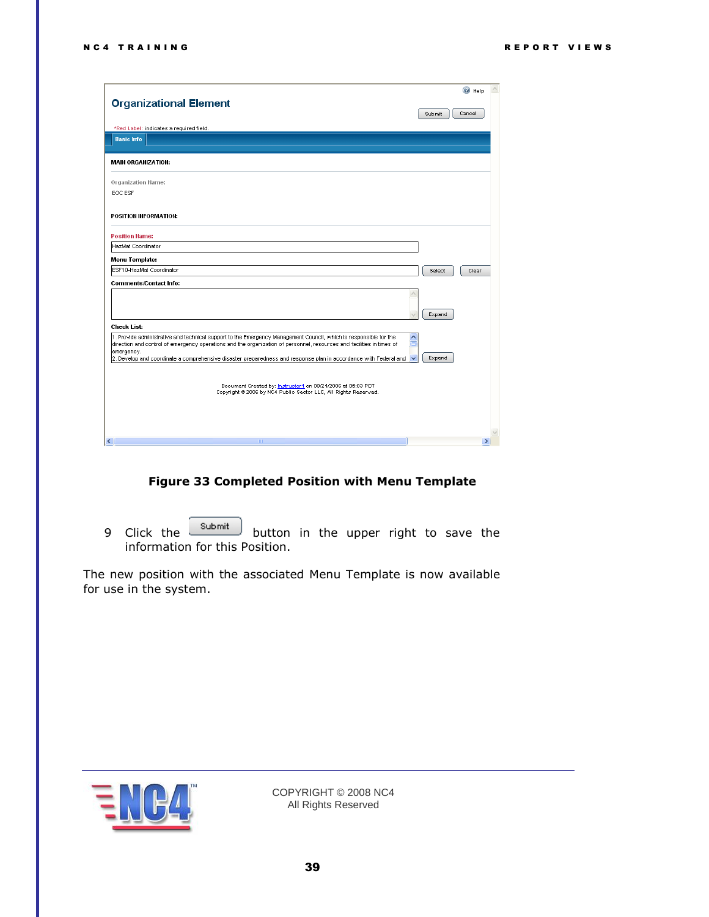**Figure 33 Completed Position with Menu Template**

9 Click the Submit button in the upper right to save the information for this Position.

The new position with the associated Menu Template is now available for use in the system.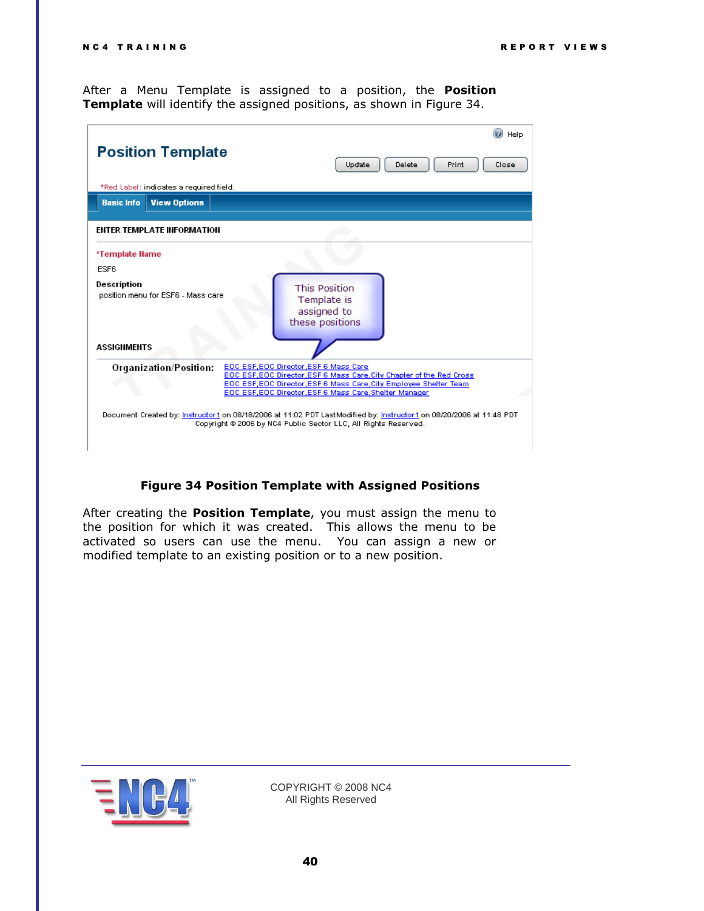After a Menu Template is assigned to a position, the **Position Template** will identify the assigned positions, as shown in Figure 34.

**Figure 34 Position Template with Assigned Positions**

After creating the **Position Template**, you must assign the menu to the position for which it was created. This allows the menu to be activated so users can use the menu. You can assign a new or modified template to an existing position or to a new position.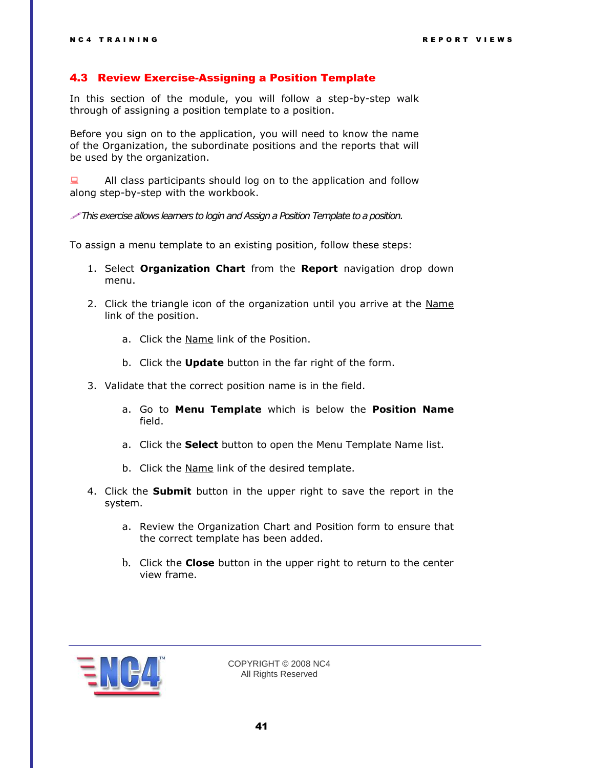## 4.3 Review Exercise-Assigning a Position Template

In this section of the module, you will follow a step-by-step walk through of assigning a position template to a position.

Before you sign on to the application, you will need to know the name of the Organization, the subordinate positions and the reports that will be used by the organization.

All class participants should log on to the application and follow along step-by-step with the workbook.

*This exercise allows learners to login and Assign a Position Template to a position.*

To assign a menu template to an existing position, follow these steps:

1. Select **Organization Chart** from the **Report** navigation drop down menu.
2. Click the triangle icon of the organization until you arrive at the Name link of the position.
    a. Click the Name link of the Position.
    b. Click the **Update** button in the far right of the form.
3. Validate that the correct position name is in the field.
    a. Go to **Menu Template** which is below the **Position Name** field.
    a. Click the **Select** button to open the Menu Template Name list.
    b. Click the Name link of the desired template.
4. Click the **Submit** button in the upper right to save the report in the system.
    a. Review the Organization Chart and Position form to ensure that the correct template has been added.
    b. Click the **Close** button in the upper right to return to the center view frame.

COPYRIGHT © 2008 NC4
All Rights Reserved